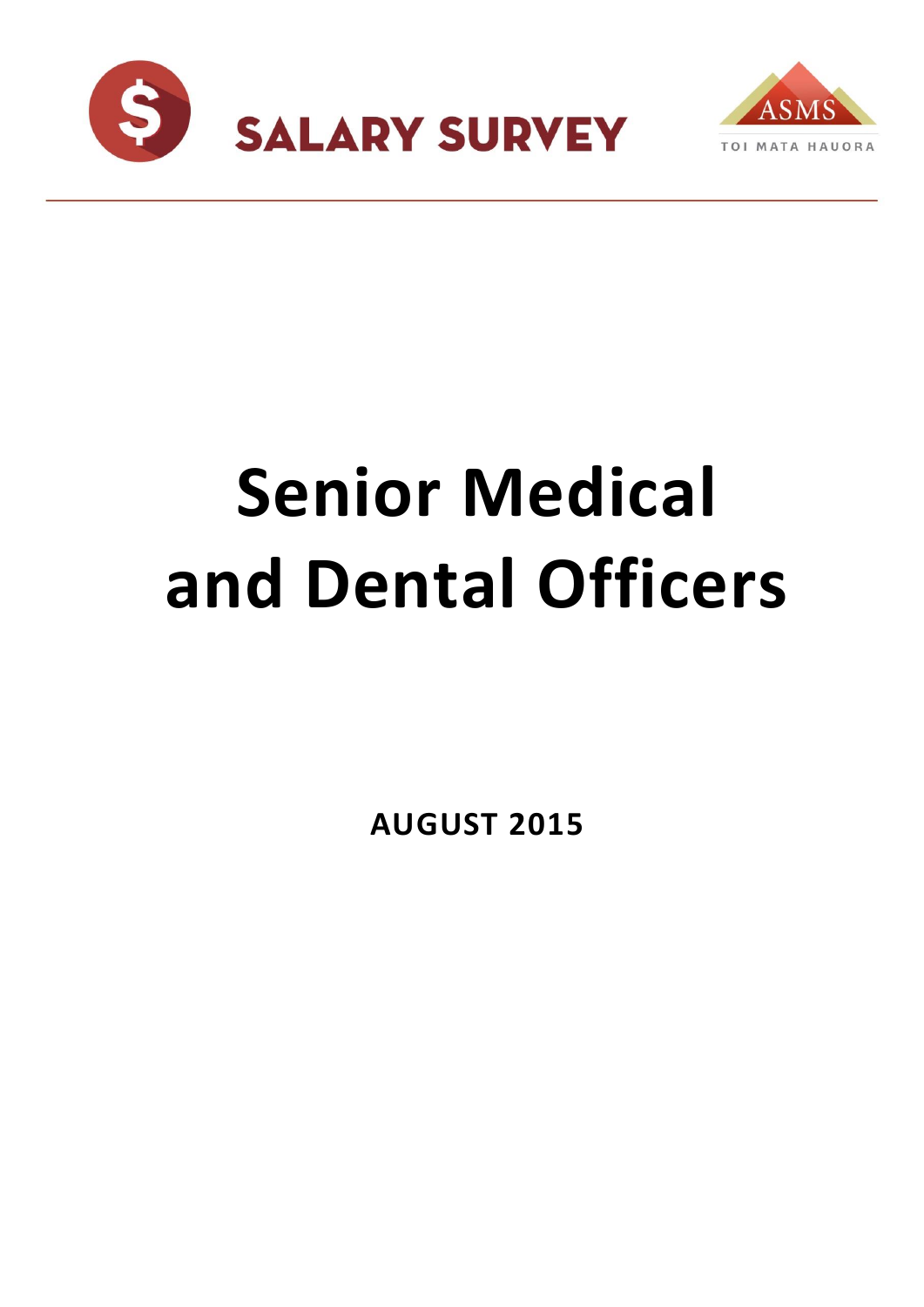SALARY SURVEY

ASMS

TOI MATA HAUORA

# Senior Medical and Dental Officers

**AUGUST 2015**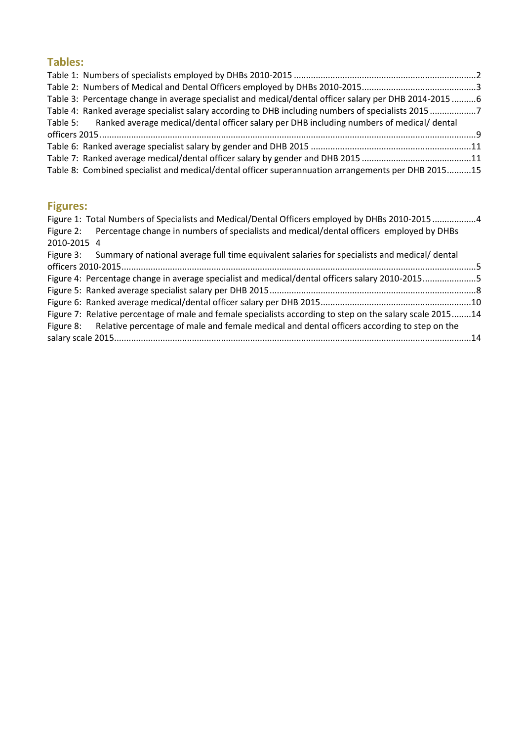## Tables:

Table 1: Numbers of specialists employed by DHBs 2010-2015 .......... 2
Table 2: Numbers of Medical and Dental Officers employed by DHBs 2010-2015 .......... 3
Table 3: Percentage change in average specialist and medical/dental officer salary per DHB 2014-2015 .......... 6
Table 4: Ranked average specialist salary according to DHB including numbers of specialists 2015 .......... 7
Table 5: Ranked average medical/dental officer salary per DHB including numbers of medical/ dental officers 2015 .......... 9
Table 6: Ranked average specialist salary by gender and DHB 2015 .......... 11
Table 7: Ranked average medical/dental officer salary by gender and DHB 2015 .......... 11
Table 8: Combined specialist and medical/dental officer superannuation arrangements per DHB 2015 .......... 15

## Figures:

Figure 1: Total Numbers of Specialists and Medical/Dental Officers employed by DHBs 2010-2015 .......... 4
Figure 2: Percentage change in numbers of specialists and medical/dental officers employed by DHBs 2010-2015 4
Figure 3: Summary of national average full time equivalent salaries for specialists and medical/ dental officers 2010-2015 .......... 5
Figure 4: Percentage change in average specialist and medical/dental officers salary 2010-2015 .......... 5
Figure 5: Ranked average specialist salary per DHB 2015 .......... 8
Figure 6: Ranked average medical/dental officer salary per DHB 2015 .......... 10
Figure 7: Relative percentage of male and female specialists according to step on the salary scale 2015 .......... 14
Figure 8: Relative percentage of male and female medical and dental officers according to step on the salary scale 2015 .......... 14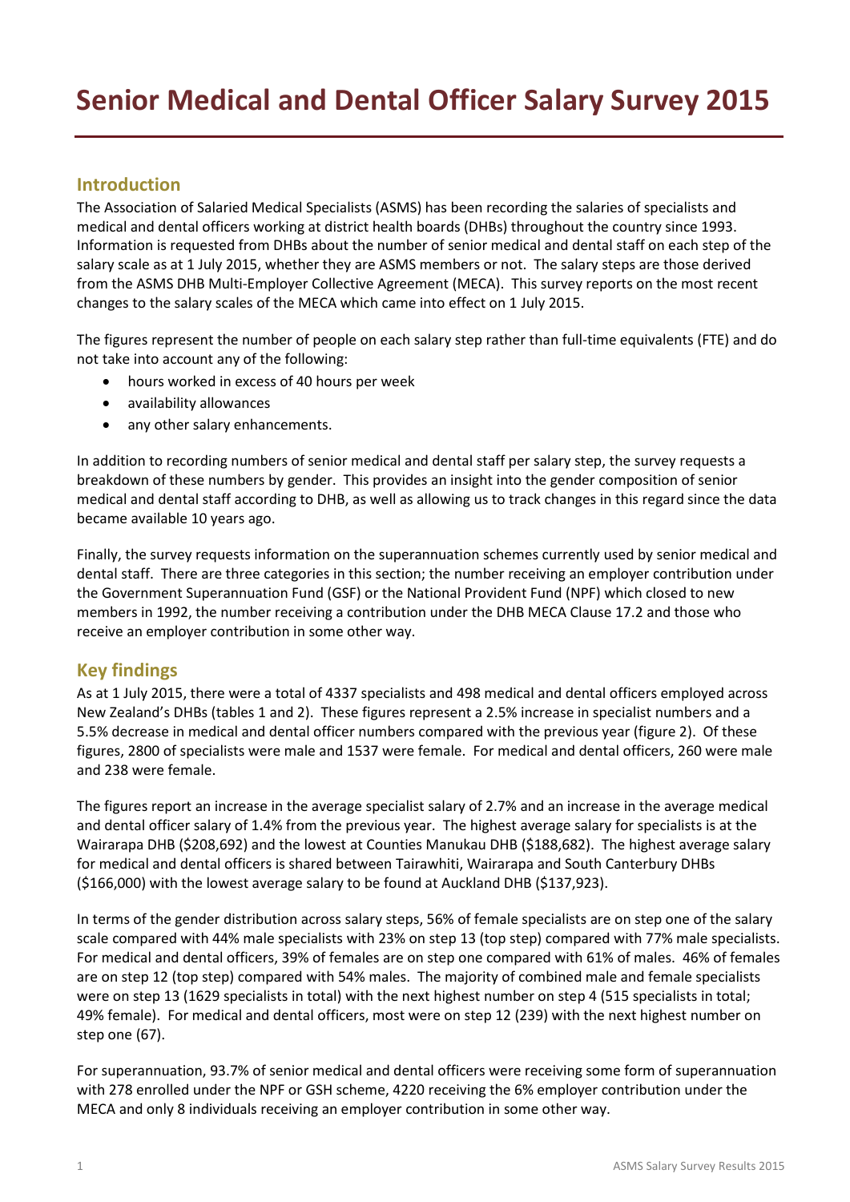# Senior Medical and Dental Officer Salary Survey 2015

## Introduction

The Association of Salaried Medical Specialists (ASMS) has been recording the salaries of specialists and medical and dental officers working at district health boards (DHBs) throughout the country since 1993. Information is requested from DHBs about the number of senior medical and dental staff on each step of the salary scale as at 1 July 2015, whether they are ASMS members or not. The salary steps are those derived from the ASMS DHB Multi-Employer Collective Agreement (MECA). This survey reports on the most recent changes to the salary scales of the MECA which came into effect on 1 July 2015.

The figures represent the number of people on each salary step rather than full-time equivalents (FTE) and do not take into account any of the following:

- hours worked in excess of 40 hours per week
- availability allowances
- any other salary enhancements.

In addition to recording numbers of senior medical and dental staff per salary step, the survey requests a breakdown of these numbers by gender. This provides an insight into the gender composition of senior medical and dental staff according to DHB, as well as allowing us to track changes in this regard since the data became available 10 years ago.

Finally, the survey requests information on the superannuation schemes currently used by senior medical and dental staff. There are three categories in this section; the number receiving an employer contribution under the Government Superannuation Fund (GSF) or the National Provident Fund (NPF) which closed to new members in 1992, the number receiving a contribution under the DHB MECA Clause 17.2 and those who receive an employer contribution in some other way.

## Key findings

As at 1 July 2015, there were a total of 4337 specialists and 498 medical and dental officers employed across New Zealand's DHBs (tables 1 and 2). These figures represent a 2.5% increase in specialist numbers and a 5.5% decrease in medical and dental officer numbers compared with the previous year (figure 2). Of these figures, 2800 of specialists were male and 1537 were female. For medical and dental officers, 260 were male and 238 were female.

The figures report an increase in the average specialist salary of 2.7% and an increase in the average medical and dental officer salary of 1.4% from the previous year. The highest average salary for specialists is at the Wairarapa DHB ($208,692) and the lowest at Counties Manukau DHB ($188,682). The highest average salary for medical and dental officers is shared between Tairawhiti, Wairarapa and South Canterbury DHBs ($166,000) with the lowest average salary to be found at Auckland DHB ($137,923).

In terms of the gender distribution across salary steps, 56% of female specialists are on step one of the salary scale compared with 44% male specialists with 23% on step 13 (top step) compared with 77% male specialists. For medical and dental officers, 39% of females are on step one compared with 61% of males. 46% of females are on step 12 (top step) compared with 54% males. The majority of combined male and female specialists were on step 13 (1629 specialists in total) with the next highest number on step 4 (515 specialists in total; 49% female). For medical and dental officers, most were on step 12 (239) with the next highest number on step one (67).

For superannuation, 93.7% of senior medical and dental officers were receiving some form of superannuation with 278 enrolled under the NPF or GSH scheme, 4220 receiving the 6% employer contribution under the MECA and only 8 individuals receiving an employer contribution in some other way.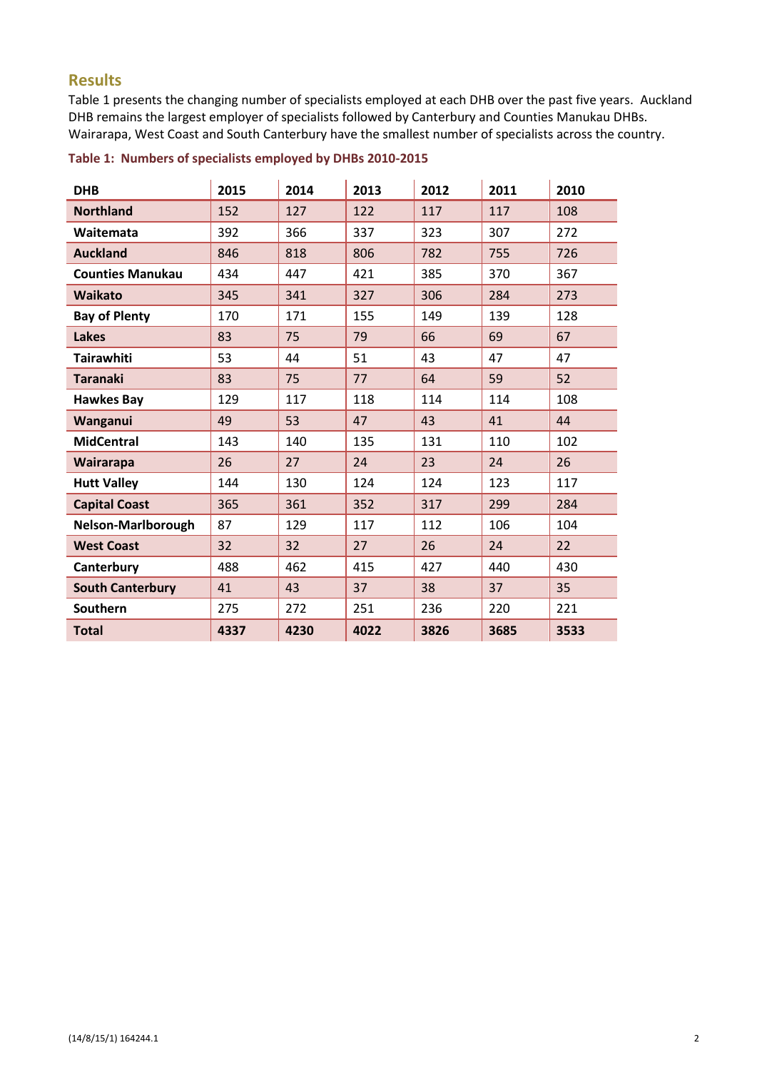## Results

Table 1 presents the changing number of specialists employed at each DHB over the past five years. Auckland DHB remains the largest employer of specialists followed by Canterbury and Counties Manukau DHBs. Wairarapa, West Coast and South Canterbury have the smallest number of specialists across the country.

**Table 1: Numbers of specialists employed by DHBs 2010-2015**

| DHB | 2015 | 2014 | 2013 | 2012 | 2011 | 2010 |
|---|---|---|---|---|---|---|
| **Northland** | 152 | 127 | 122 | 117 | 117 | 108 |
| **Waitemata** | 392 | 366 | 337 | 323 | 307 | 272 |
| **Auckland** | 846 | 818 | 806 | 782 | 755 | 726 |
| **Counties Manukau** | 434 | 447 | 421 | 385 | 370 | 367 |
| **Waikato** | 345 | 341 | 327 | 306 | 284 | 273 |
| **Bay of Plenty** | 170 | 171 | 155 | 149 | 139 | 128 |
| **Lakes** | 83 | 75 | 79 | 66 | 69 | 67 |
| **Tairawhiti** | 53 | 44 | 51 | 43 | 47 | 47 |
| **Taranaki** | 83 | 75 | 77 | 64 | 59 | 52 |
| **Hawkes Bay** | 129 | 117 | 118 | 114 | 114 | 108 |
| **Wanganui** | 49 | 53 | 47 | 43 | 41 | 44 |
| **MidCentral** | 143 | 140 | 135 | 131 | 110 | 102 |
| **Wairarapa** | 26 | 27 | 24 | 23 | 24 | 26 |
| **Hutt Valley** | 144 | 130 | 124 | 124 | 123 | 117 |
| **Capital Coast** | 365 | 361 | 352 | 317 | 299 | 284 |
| **Nelson-Marlborough** | 87 | 129 | 117 | 112 | 106 | 104 |
| **West Coast** | 32 | 32 | 27 | 26 | 24 | 22 |
| **Canterbury** | 488 | 462 | 415 | 427 | 440 | 430 |
| **South Canterbury** | 41 | 43 | 37 | 38 | 37 | 35 |
| **Southern** | 275 | 272 | 251 | 236 | 220 | 221 |
| **Total** | **4337** | **4230** | **4022** | **3826** | **3685** | **3533** |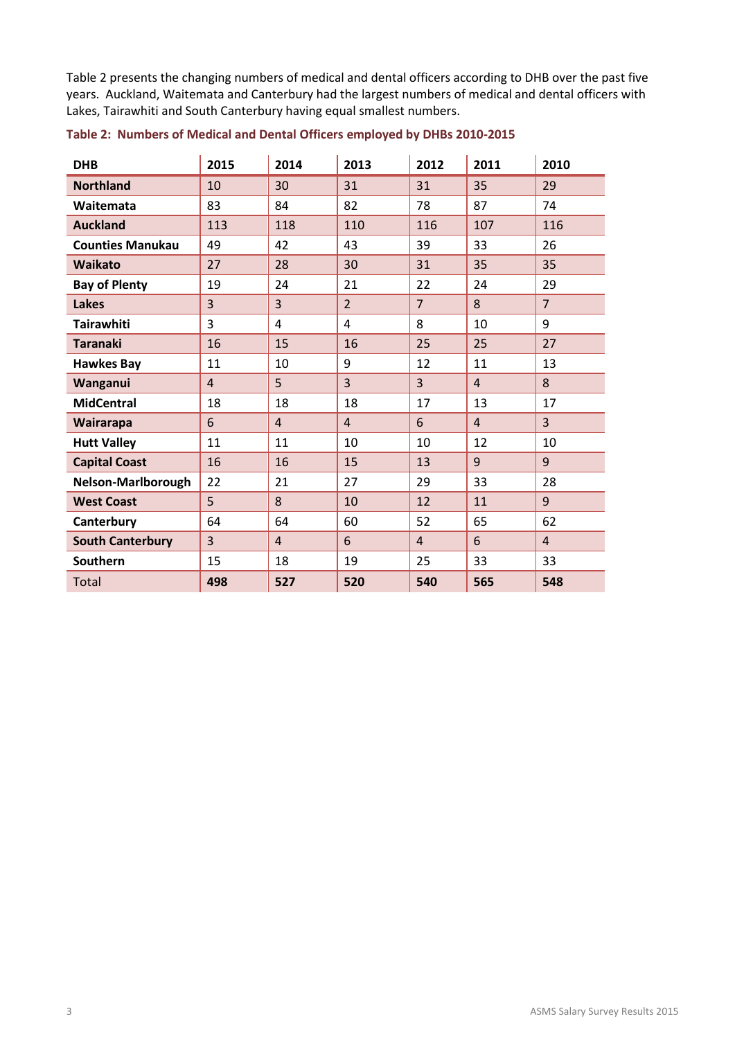Table 2 presents the changing numbers of medical and dental officers according to DHB over the past five years. Auckland, Waitemata and Canterbury had the largest numbers of medical and dental officers with Lakes, Tairawhiti and South Canterbury having equal smallest numbers.

**Table 2: Numbers of Medical and Dental Officers employed by DHBs 2010-2015**

| DHB | 2015 | 2014 | 2013 | 2012 | 2011 | 2010 |
|---|---|---|---|---|---|---|
| **Northland** | 10 | 30 | 31 | 31 | 35 | 29 |
| **Waitemata** | 83 | 84 | 82 | 78 | 87 | 74 |
| **Auckland** | 113 | 118 | 110 | 116 | 107 | 116 |
| **Counties Manukau** | 49 | 42 | 43 | 39 | 33 | 26 |
| **Waikato** | 27 | 28 | 30 | 31 | 35 | 35 |
| **Bay of Plenty** | 19 | 24 | 21 | 22 | 24 | 29 |
| **Lakes** | 3 | 3 | 2 | 7 | 8 | 7 |
| **Tairawhiti** | 3 | 4 | 4 | 8 | 10 | 9 |
| **Taranaki** | 16 | 15 | 16 | 25 | 25 | 27 |
| **Hawkes Bay** | 11 | 10 | 9 | 12 | 11 | 13 |
| **Wanganui** | 4 | 5 | 3 | 3 | 4 | 8 |
| **MidCentral** | 18 | 18 | 18 | 17 | 13 | 17 |
| **Wairarapa** | 6 | 4 | 4 | 6 | 4 | 3 |
| **Hutt Valley** | 11 | 11 | 10 | 10 | 12 | 10 |
| **Capital Coast** | 16 | 16 | 15 | 13 | 9 | 9 |
| **Nelson-Marlborough** | 22 | 21 | 27 | 29 | 33 | 28 |
| **West Coast** | 5 | 8 | 10 | 12 | 11 | 9 |
| **Canterbury** | 64 | 64 | 60 | 52 | 65 | 62 |
| **South Canterbury** | 3 | 4 | 6 | 4 | 6 | 4 |
| **Southern** | 15 | 18 | 19 | 25 | 33 | 33 |
| Total | **498** | **527** | **520** | **540** | **565** | **548** |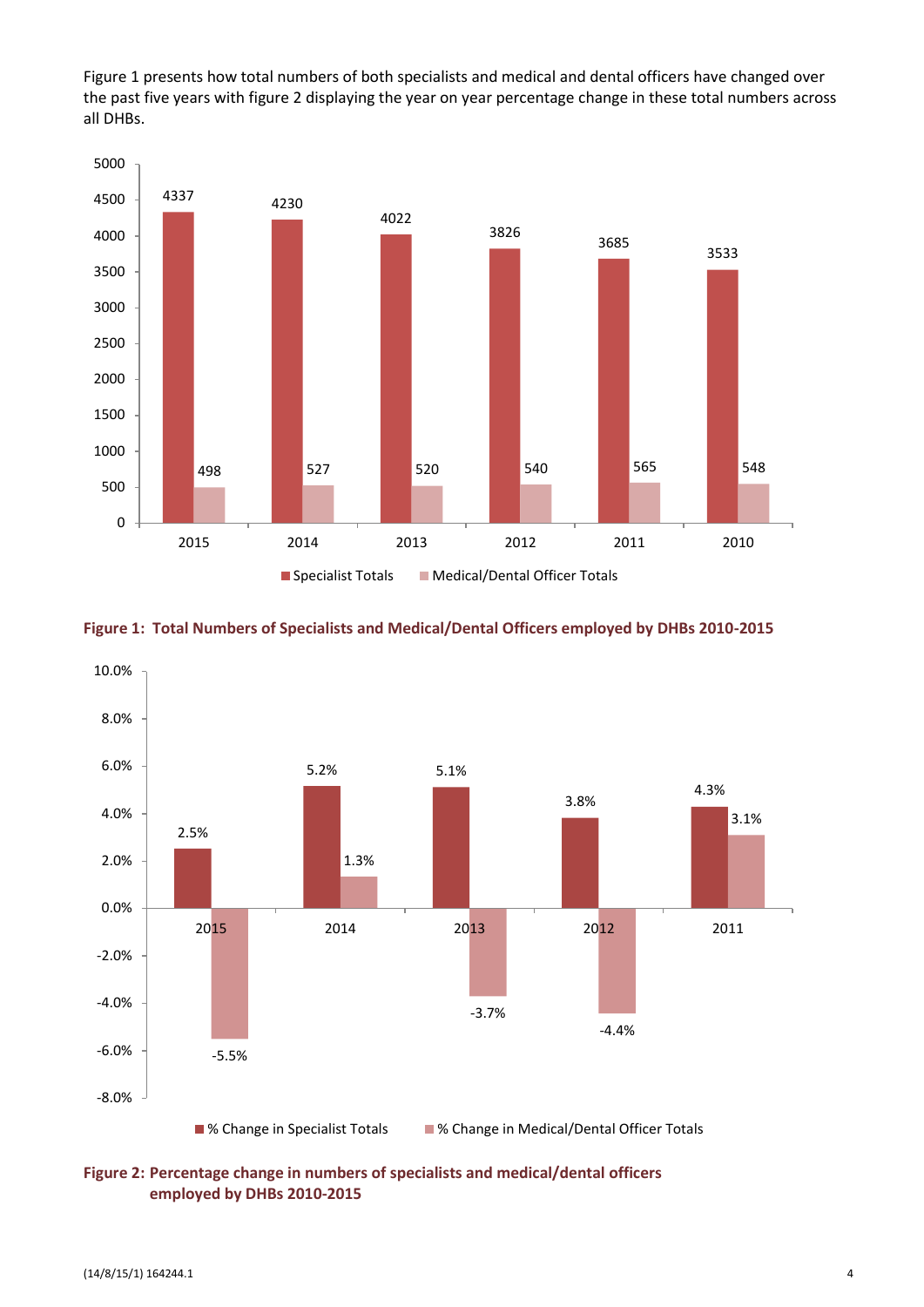Figure 1 presents how total numbers of both specialists and medical and dental officers have changed over the past five years with figure 2 displaying the year on year percentage change in these total numbers across all DHBs.

| Year | Specialist Totals | Medical/Dental Officer Totals |
|---|---|---|
| 2015 | 4337 | 498 |
| 2014 | 4230 | 527 |
| 2013 | 4022 | 520 |
| 2012 | 3826 | 540 |
| 2011 | 3685 | 565 |
| 2010 | 3533 | 548 |

**Figure 1: Total Numbers of Specialists and Medical/Dental Officers employed by DHBs 2010-2015**

| Year | % Change in Specialist Totals | % Change in Medical/Dental Officer Totals |
|---|---|---|
| 2015 | 2.5% | -5.5% |
| 2014 | 5.2% | 1.3% |
| 2013 | 5.1% | -3.7% |
| 2012 | 3.8% | -4.4% |
| 2011 | 4.3% | 3.1% |

**Figure 2: Percentage change in numbers of specialists and medical/dental officers employed by DHBs 2010-2015**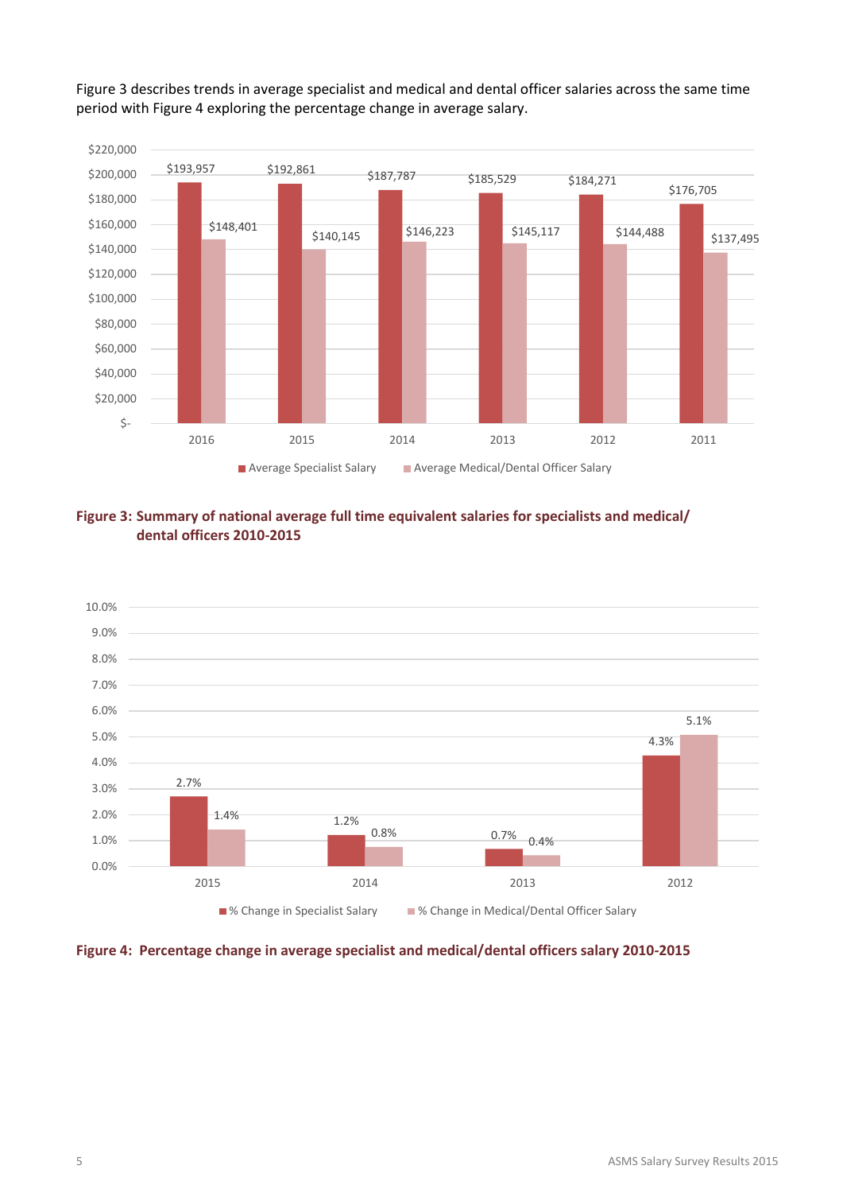Figure 3 describes trends in average specialist and medical and dental officer salaries across the same time period with Figure 4 exploring the percentage change in average salary.

| | 2016 | 2015 | 2014 | 2013 | 2012 | 2011 |
|---|---|---|---|---|---|---|
| Average Specialist Salary | $193,957 | $192,861 | $187,787 | $185,529 | $184,271 | $176,705 |
| Average Medical/Dental Officer Salary | $148,401 | $140,145 | $146,223 | $145,117 | $144,488 | $137,495 |

**Figure 3: Summary of national average full time equivalent salaries for specialists and medical/ dental officers 2010-2015**

| | 2015 | 2014 | 2013 | 2012 |
|---|---|---|---|---|
| % Change in Specialist Salary | 2.7% | 1.2% | 0.7% | 4.3% |
| % Change in Medical/Dental Officer Salary | 1.4% | 0.8% | 0.4% | 5.1% |

**Figure 4: Percentage change in average specialist and medical/dental officers salary 2010-2015**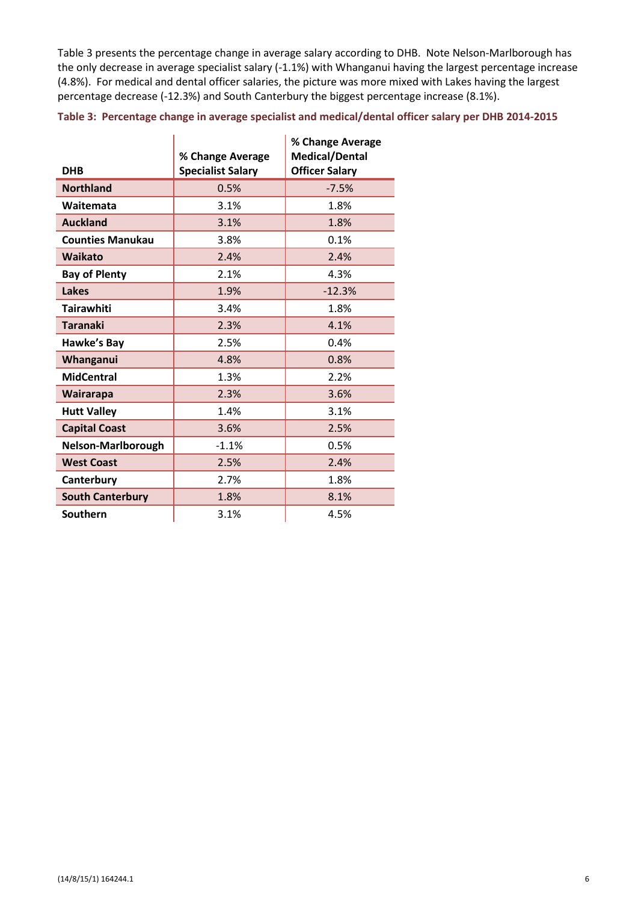Table 3 presents the percentage change in average salary according to DHB. Note Nelson-Marlborough has the only decrease in average specialist salary (-1.1%) with Whanganui having the largest percentage increase (4.8%). For medical and dental officer salaries, the picture was more mixed with Lakes having the largest percentage decrease (-12.3%) and South Canterbury the biggest percentage increase (8.1%).

**Table 3: Percentage change in average specialist and medical/dental officer salary per DHB 2014-2015**

| DHB | % Change Average Specialist Salary | % Change Average Medical/Dental Officer Salary |
|---|---|---|
| **Northland** | 0.5% | -7.5% |
| **Waitemata** | 3.1% | 1.8% |
| **Auckland** | 3.1% | 1.8% |
| **Counties Manukau** | 3.8% | 0.1% |
| **Waikato** | 2.4% | 2.4% |
| **Bay of Plenty** | 2.1% | 4.3% |
| **Lakes** | 1.9% | -12.3% |
| **Tairawhiti** | 3.4% | 1.8% |
| **Taranaki** | 2.3% | 4.1% |
| **Hawke's Bay** | 2.5% | 0.4% |
| **Whanganui** | 4.8% | 0.8% |
| **MidCentral** | 1.3% | 2.2% |
| **Wairarapa** | 2.3% | 3.6% |
| **Hutt Valley** | 1.4% | 3.1% |
| **Capital Coast** | 3.6% | 2.5% |
| **Nelson-Marlborough** | -1.1% | 0.5% |
| **West Coast** | 2.5% | 2.4% |
| **Canterbury** | 2.7% | 1.8% |
| **South Canterbury** | 1.8% | 8.1% |
| **Southern** | 3.1% | 4.5% |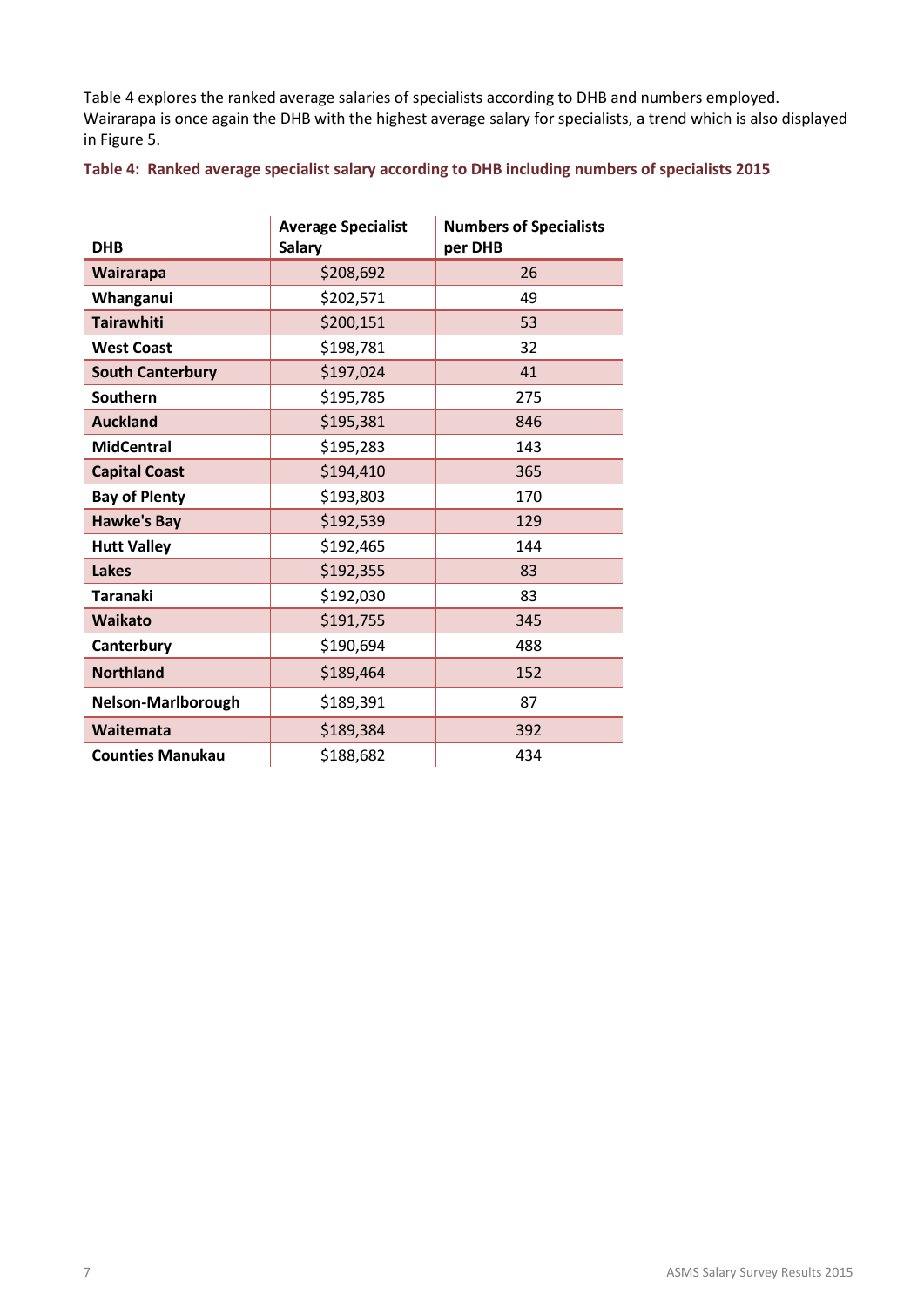Table 4 explores the ranked average salaries of specialists according to DHB and numbers employed. Wairarapa is once again the DHB with the highest average salary for specialists, a trend which is also displayed in Figure 5.

**Table 4: Ranked average specialist salary according to DHB including numbers of specialists 2015**

| DHB | Average Specialist Salary | Numbers of Specialists per DHB |
|---|---|---|
| **Wairarapa** | $208,692 | 26 |
| **Whanganui** | $202,571 | 49 |
| **Tairawhiti** | $200,151 | 53 |
| **West Coast** | $198,781 | 32 |
| **South Canterbury** | $197,024 | 41 |
| **Southern** | $195,785 | 275 |
| **Auckland** | $195,381 | 846 |
| **MidCentral** | $195,283 | 143 |
| **Capital Coast** | $194,410 | 365 |
| **Bay of Plenty** | $193,803 | 170 |
| **Hawke's Bay** | $192,539 | 129 |
| **Hutt Valley** | $192,465 | 144 |
| **Lakes** | $192,355 | 83 |
| **Taranaki** | $192,030 | 83 |
| **Waikato** | $191,755 | 345 |
| **Canterbury** | $190,694 | 488 |
| **Northland** | $189,464 | 152 |
| **Nelson-Marlborough** | $189,391 | 87 |
| **Waitemata** | $189,384 | 392 |
| **Counties Manukau** | $188,682 | 434 |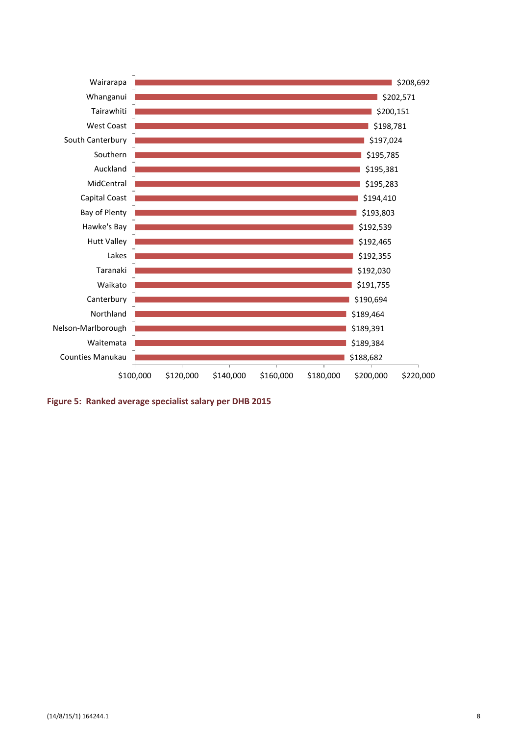| DHB | Average specialist salary |
|---|---|
| Wairarapa | $208,692 |
| Whanganui | $202,571 |
| Tairawhiti | $200,151 |
| West Coast | $198,781 |
| South Canterbury | $197,024 |
| Southern | $195,785 |
| Auckland | $195,381 |
| MidCentral | $195,283 |
| Capital Coast | $194,410 |
| Bay of Plenty | $193,803 |
| Hawke's Bay | $192,539 |
| Hutt Valley | $192,465 |
| Lakes | $192,355 |
| Taranaki | $192,030 |
| Waikato | $191,755 |
| Canterbury | $190,694 |
| Northland | $189,464 |
| Nelson-Marlborough | $189,391 |
| Waitemata | $189,384 |
| Counties Manukau | $188,682 |

**Figure 5: Ranked average specialist salary per DHB 2015**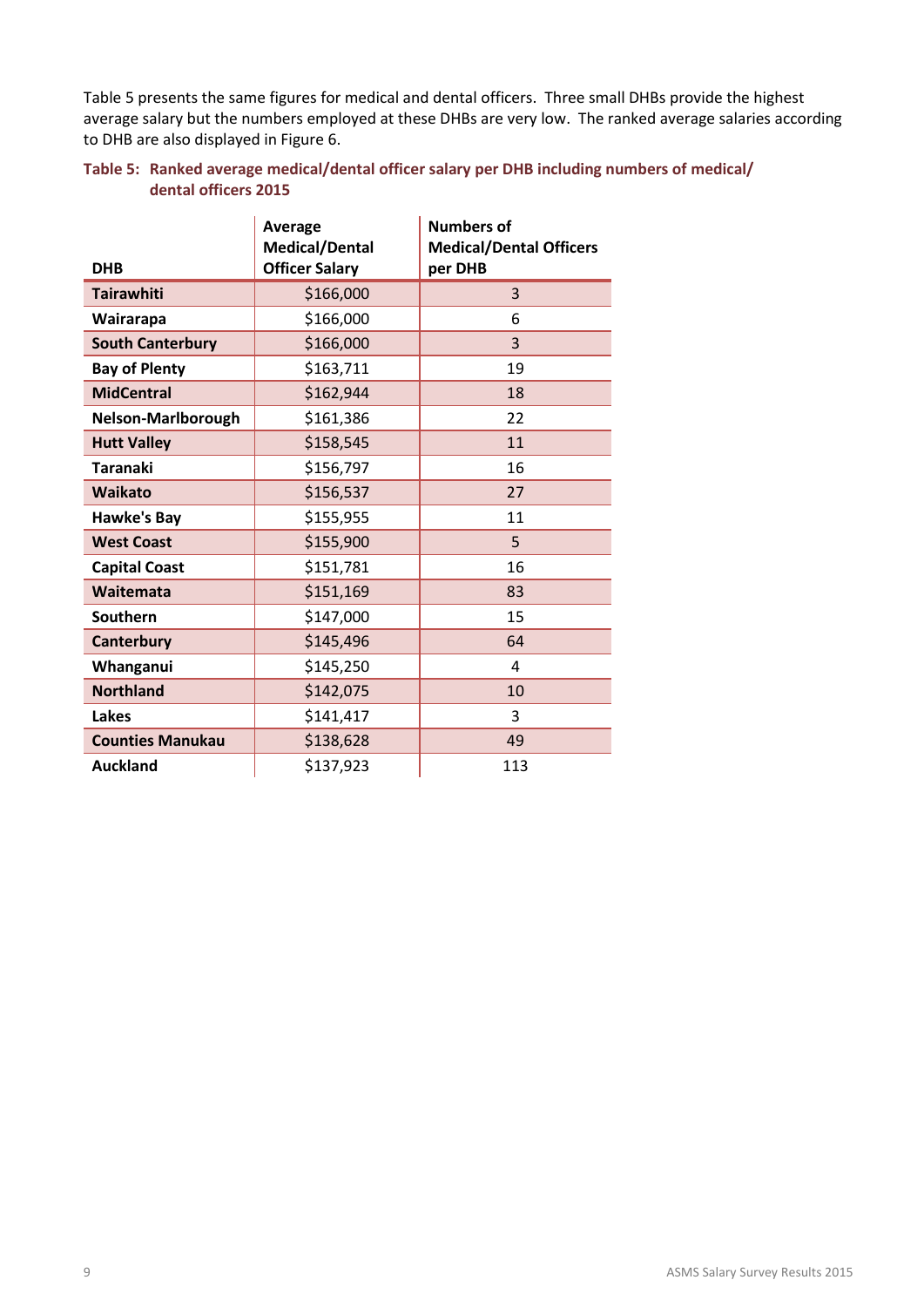Table 5 presents the same figures for medical and dental officers. Three small DHBs provide the highest average salary but the numbers employed at these DHBs are very low. The ranked average salaries according to DHB are also displayed in Figure 6.

**Table 5: Ranked average medical/dental officer salary per DHB including numbers of medical/dental officers 2015**

| DHB | Average Medical/Dental Officer Salary | Numbers of Medical/Dental Officers per DHB |
|---|---|---|
| **Tairawhiti** | $166,000 | 3 |
| **Wairarapa** | $166,000 | 6 |
| **South Canterbury** | $166,000 | 3 |
| **Bay of Plenty** | $163,711 | 19 |
| **MidCentral** | $162,944 | 18 |
| **Nelson-Marlborough** | $161,386 | 22 |
| **Hutt Valley** | $158,545 | 11 |
| **Taranaki** | $156,797 | 16 |
| **Waikato** | $156,537 | 27 |
| **Hawke's Bay** | $155,955 | 11 |
| **West Coast** | $155,900 | 5 |
| **Capital Coast** | $151,781 | 16 |
| **Waitemata** | $151,169 | 83 |
| **Southern** | $147,000 | 15 |
| **Canterbury** | $145,496 | 64 |
| **Whanganui** | $145,250 | 4 |
| **Northland** | $142,075 | 10 |
| **Lakes** | $141,417 | 3 |
| **Counties Manukau** | $138,628 | 49 |
| **Auckland** | $137,923 | 113 |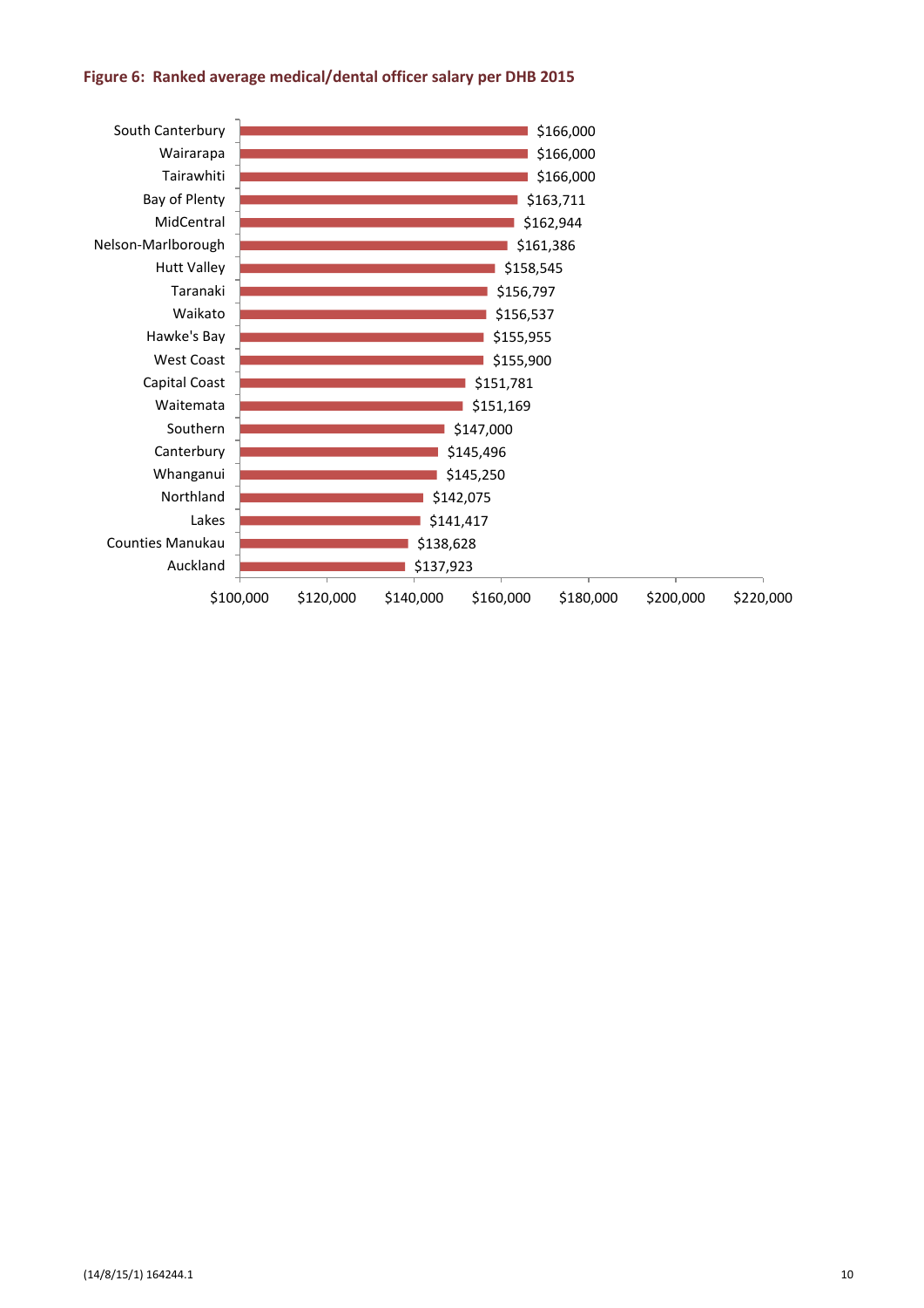**Figure 6: Ranked average medical/dental officer salary per DHB 2015**

| DHB | Average salary |
| --- | --- |
| South Canterbury | $166,000 |
| Wairarapa | $166,000 |
| Tairawhiti | $166,000 |
| Bay of Plenty | $163,711 |
| MidCentral | $162,944 |
| Nelson-Marlborough | $161,386 |
| Hutt Valley | $158,545 |
| Taranaki | $156,797 |
| Waikato | $156,537 |
| Hawke's Bay | $155,955 |
| West Coast | $155,900 |
| Capital Coast | $151,781 |
| Waitemata | $151,169 |
| Southern | $147,000 |
| Canterbury | $145,496 |
| Whanganui | $145,250 |
| Northland | $142,075 |
| Lakes | $141,417 |
| Counties Manukau | $138,628 |
| Auckland | $137,923 |

(14/8/15/1) 164244.1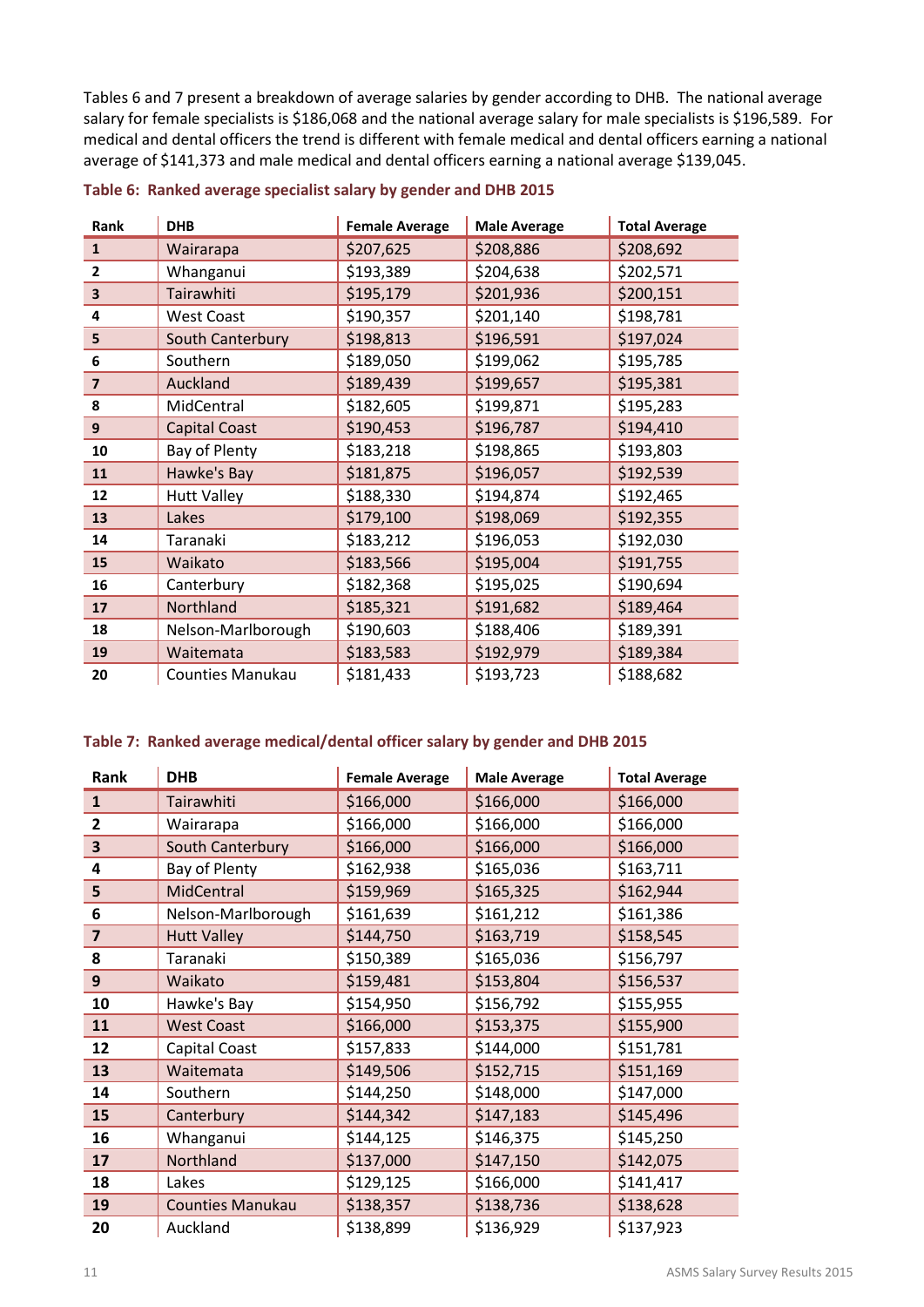Tables 6 and 7 present a breakdown of average salaries by gender according to DHB. The national average salary for female specialists is $186,068 and the national average salary for male specialists is $196,589. For medical and dental officers the trend is different with female medical and dental officers earning a national average of $141,373 and male medical and dental officers earning a national average $139,045.

**Table 6: Ranked average specialist salary by gender and DHB 2015**

| Rank | DHB | Female Average | Male Average | Total Average |
|---|---|---|---|---|
| 1 | Wairarapa | $207,625 | $208,886 | $208,692 |
| 2 | Whanganui | $193,389 | $204,638 | $202,571 |
| 3 | Tairawhiti | $195,179 | $201,936 | $200,151 |
| 4 | West Coast | $190,357 | $201,140 | $198,781 |
| 5 | South Canterbury | $198,813 | $196,591 | $197,024 |
| 6 | Southern | $189,050 | $199,062 | $195,785 |
| 7 | Auckland | $189,439 | $199,657 | $195,381 |
| 8 | MidCentral | $182,605 | $199,871 | $195,283 |
| 9 | Capital Coast | $190,453 | $196,787 | $194,410 |
| 10 | Bay of Plenty | $183,218 | $198,865 | $193,803 |
| 11 | Hawke's Bay | $181,875 | $196,057 | $192,539 |
| 12 | Hutt Valley | $188,330 | $194,874 | $192,465 |
| 13 | Lakes | $179,100 | $198,069 | $192,355 |
| 14 | Taranaki | $183,212 | $196,053 | $192,030 |
| 15 | Waikato | $183,566 | $195,004 | $191,755 |
| 16 | Canterbury | $182,368 | $195,025 | $190,694 |
| 17 | Northland | $185,321 | $191,682 | $189,464 |
| 18 | Nelson-Marlborough | $190,603 | $188,406 | $189,391 |
| 19 | Waitemata | $183,583 | $192,979 | $189,384 |
| 20 | Counties Manukau | $181,433 | $193,723 | $188,682 |

**Table 7: Ranked average medical/dental officer salary by gender and DHB 2015**

| Rank | DHB | Female Average | Male Average | Total Average |
|---|---|---|---|---|
| 1 | Tairawhiti | $166,000 | $166,000 | $166,000 |
| 2 | Wairarapa | $166,000 | $166,000 | $166,000 |
| 3 | South Canterbury | $166,000 | $166,000 | $166,000 |
| 4 | Bay of Plenty | $162,938 | $165,036 | $163,711 |
| 5 | MidCentral | $159,969 | $165,325 | $162,944 |
| 6 | Nelson-Marlborough | $161,639 | $161,212 | $161,386 |
| 7 | Hutt Valley | $144,750 | $163,719 | $158,545 |
| 8 | Taranaki | $150,389 | $165,036 | $156,797 |
| 9 | Waikato | $159,481 | $153,804 | $156,537 |
| 10 | Hawke's Bay | $154,950 | $156,792 | $155,955 |
| 11 | West Coast | $166,000 | $153,375 | $155,900 |
| 12 | Capital Coast | $157,833 | $144,000 | $151,781 |
| 13 | Waitemata | $149,506 | $152,715 | $151,169 |
| 14 | Southern | $144,250 | $148,000 | $147,000 |
| 15 | Canterbury | $144,342 | $147,183 | $145,496 |
| 16 | Whanganui | $144,125 | $146,375 | $145,250 |
| 17 | Northland | $137,000 | $147,150 | $142,075 |
| 18 | Lakes | $129,125 | $166,000 | $141,417 |
| 19 | Counties Manukau | $138,357 | $138,736 | $138,628 |
| 20 | Auckland | $138,899 | $136,929 | $137,923 |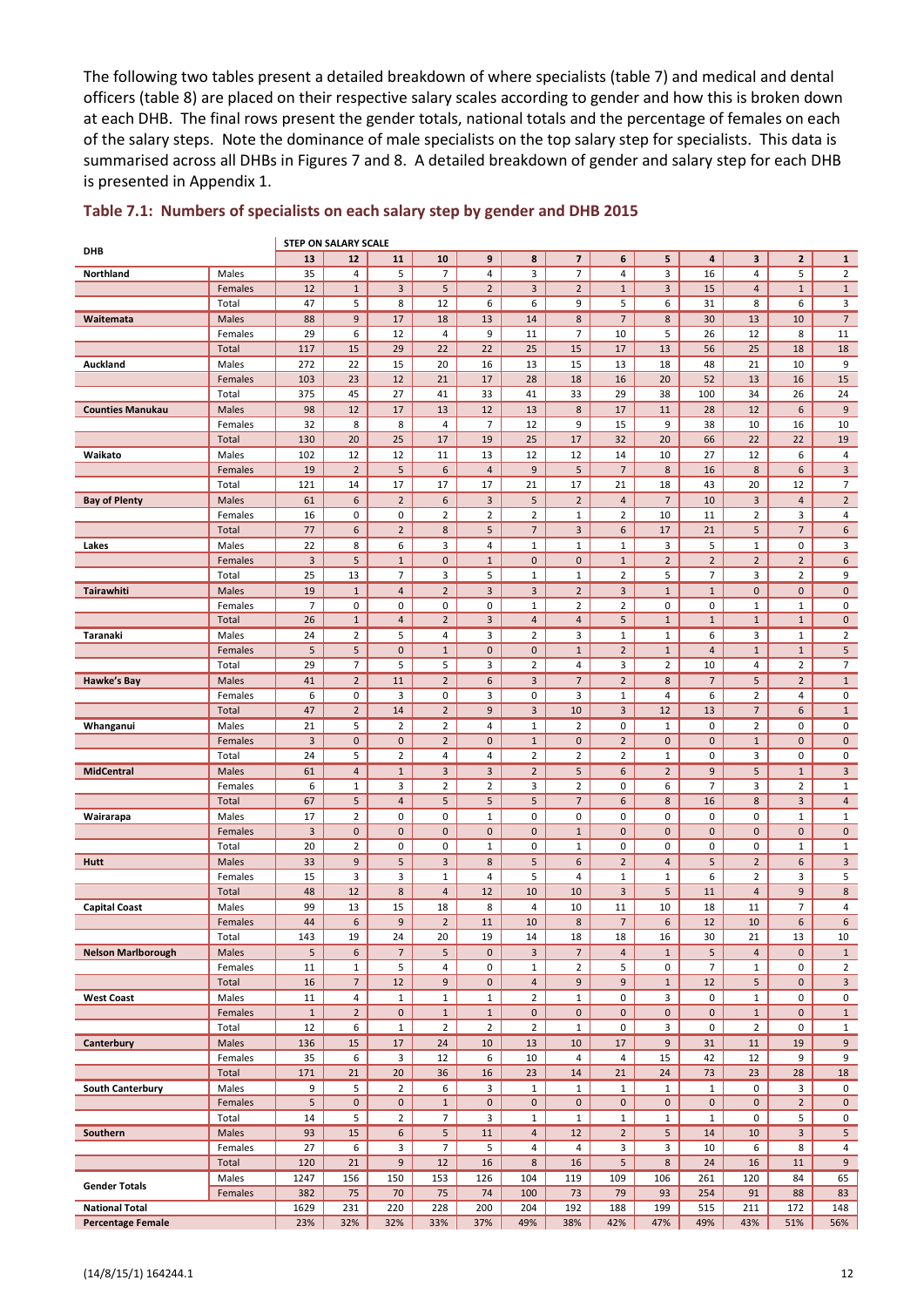The following two tables present a detailed breakdown of where specialists (table 7) and medical and dental officers (table 8) are placed on their respective salary scales according to gender and how this is broken down at each DHB. The final rows present the gender totals, national totals and the percentage of females on each of the salary steps. Note the dominance of male specialists on the top salary step for specialists. This data is summarised across all DHBs in Figures 7 and 8. A detailed breakdown of gender and salary step for each DHB is presented in Appendix 1.

## Table 7.1: Numbers of specialists on each salary step by gender and DHB 2015

| DHB | | STEP ON SALARY SCALE | | | | | | | | | | | | |
|---|---|---|---|---|---|---|---|---|---|---|---|---|---|---|
| | | 13 | 12 | 11 | 10 | 9 | 8 | 7 | 6 | 5 | 4 | 3 | 2 | 1 |
| **Northland** | Males | 35 | 4 | 5 | 7 | 4 | 3 | 7 | 4 | 3 | 16 | 4 | 5 | 2 |
| | Females | 12 | 1 | 3 | 5 | 2 | 3 | 2 | 1 | 3 | 15 | 4 | 1 | 1 |
| | Total | 47 | 5 | 8 | 12 | 6 | 6 | 9 | 5 | 6 | 31 | 8 | 6 | 3 |
| **Waitemata** | Males | 88 | 9 | 17 | 18 | 13 | 14 | 8 | 7 | 8 | 30 | 13 | 10 | 7 |
| | Females | 29 | 6 | 12 | 4 | 9 | 11 | 7 | 10 | 5 | 26 | 12 | 8 | 11 |
| | Total | 117 | 15 | 29 | 22 | 22 | 25 | 15 | 17 | 13 | 56 | 25 | 18 | 18 |
| **Auckland** | Males | 272 | 22 | 15 | 20 | 16 | 13 | 15 | 13 | 18 | 48 | 21 | 10 | 9 |
| | Females | 103 | 23 | 12 | 21 | 17 | 28 | 18 | 16 | 20 | 52 | 13 | 16 | 15 |
| | Total | 375 | 45 | 27 | 41 | 33 | 41 | 33 | 29 | 38 | 100 | 34 | 26 | 24 |
| **Counties Manukau** | Males | 98 | 12 | 17 | 13 | 12 | 13 | 8 | 17 | 11 | 28 | 12 | 6 | 9 |
| | Females | 32 | 8 | 8 | 4 | 7 | 12 | 9 | 15 | 9 | 38 | 10 | 16 | 10 |
| | Total | 130 | 20 | 25 | 17 | 19 | 25 | 17 | 32 | 20 | 66 | 22 | 22 | 19 |
| **Waikato** | Males | 102 | 12 | 12 | 11 | 13 | 12 | 12 | 14 | 10 | 27 | 12 | 6 | 4 |
| | Females | 19 | 2 | 5 | 6 | 4 | 9 | 5 | 7 | 8 | 16 | 8 | 6 | 3 |
| | Total | 121 | 14 | 17 | 17 | 17 | 21 | 17 | 21 | 18 | 43 | 20 | 12 | 7 |
| **Bay of Plenty** | Males | 61 | 6 | 2 | 6 | 3 | 5 | 2 | 4 | 7 | 10 | 3 | 4 | 2 |
| | Females | 16 | 0 | 0 | 2 | 2 | 2 | 1 | 2 | 10 | 11 | 2 | 3 | 4 |
| | Total | 77 | 6 | 2 | 8 | 5 | 7 | 3 | 6 | 17 | 21 | 5 | 7 | 6 |
| **Lakes** | Males | 22 | 8 | 6 | 3 | 4 | 1 | 1 | 1 | 3 | 5 | 1 | 0 | 3 |
| | Females | 3 | 5 | 1 | 0 | 1 | 0 | 0 | 1 | 2 | 2 | 2 | 2 | 6 |
| | Total | 25 | 13 | 7 | 3 | 5 | 1 | 1 | 2 | 5 | 7 | 3 | 2 | 9 |
| **Tairawhiti** | Males | 19 | 1 | 4 | 2 | 3 | 3 | 2 | 3 | 1 | 1 | 0 | 0 | 0 |
| | Females | 7 | 0 | 0 | 0 | 0 | 1 | 2 | 2 | 0 | 0 | 1 | 1 | 0 |
| | Total | 26 | 1 | 4 | 2 | 3 | 4 | 4 | 5 | 1 | 1 | 1 | 1 | 0 |
| **Taranaki** | Males | 24 | 2 | 5 | 4 | 3 | 2 | 3 | 1 | 1 | 6 | 3 | 1 | 2 |
| | Females | 5 | 5 | 0 | 1 | 0 | 0 | 1 | 2 | 1 | 4 | 1 | 1 | 5 |
| | Total | 29 | 7 | 5 | 5 | 3 | 2 | 4 | 3 | 2 | 10 | 4 | 2 | 7 |
| **Hawke's Bay** | Males | 41 | 2 | 11 | 2 | 6 | 3 | 7 | 2 | 8 | 7 | 5 | 2 | 1 |
| | Females | 6 | 0 | 3 | 0 | 3 | 0 | 3 | 1 | 4 | 6 | 2 | 4 | 0 |
| | Total | 47 | 2 | 14 | 2 | 9 | 3 | 10 | 3 | 12 | 13 | 7 | 6 | 1 |
| **Whanganui** | Males | 21 | 5 | 2 | 2 | 4 | 1 | 2 | 0 | 1 | 0 | 2 | 0 | 0 |
| | Females | 3 | 0 | 0 | 2 | 0 | 1 | 0 | 2 | 0 | 0 | 1 | 0 | 0 |
| | Total | 24 | 5 | 2 | 4 | 4 | 2 | 2 | 2 | 1 | 0 | 3 | 0 | 0 |
| **MidCentral** | Males | 61 | 4 | 1 | 3 | 3 | 2 | 5 | 6 | 2 | 9 | 5 | 1 | 3 |
| | Females | 6 | 1 | 3 | 2 | 2 | 3 | 2 | 0 | 6 | 7 | 3 | 2 | 1 |
| | Total | 67 | 5 | 4 | 5 | 5 | 5 | 7 | 6 | 8 | 16 | 8 | 3 | 4 |
| **Wairarapa** | Males | 17 | 2 | 0 | 0 | 1 | 0 | 0 | 0 | 0 | 0 | 0 | 1 | 1 |
| | Females | 3 | 0 | 0 | 0 | 0 | 0 | 1 | 0 | 0 | 0 | 0 | 0 | 0 |
| | Total | 20 | 2 | 0 | 0 | 1 | 0 | 1 | 0 | 0 | 0 | 0 | 1 | 1 |
| **Hutt** | Males | 33 | 9 | 5 | 3 | 8 | 5 | 6 | 2 | 4 | 5 | 2 | 6 | 3 |
| | Females | 15 | 3 | 3 | 1 | 4 | 5 | 4 | 1 | 1 | 6 | 2 | 3 | 5 |
| | Total | 48 | 12 | 8 | 4 | 12 | 10 | 10 | 3 | 5 | 11 | 4 | 9 | 8 |
| **Capital Coast** | Males | 99 | 13 | 15 | 18 | 8 | 4 | 10 | 11 | 10 | 18 | 11 | 7 | 4 |
| | Females | 44 | 6 | 9 | 2 | 11 | 10 | 8 | 7 | 6 | 12 | 10 | 6 | 6 |
| | Total | 143 | 19 | 24 | 20 | 19 | 14 | 18 | 18 | 16 | 30 | 21 | 13 | 10 |
| **Nelson Marlborough** | Males | 5 | 6 | 7 | 5 | 0 | 3 | 7 | 4 | 1 | 5 | 4 | 0 | 1 |
| | Females | 11 | 1 | 5 | 4 | 0 | 1 | 2 | 5 | 0 | 7 | 1 | 0 | 2 |
| | Total | 16 | 7 | 12 | 9 | 0 | 4 | 9 | 9 | 1 | 12 | 5 | 0 | 3 |
| **West Coast** | Males | 11 | 4 | 1 | 1 | 1 | 2 | 1 | 0 | 3 | 0 | 1 | 0 | 0 |
| | Females | 1 | 2 | 0 | 1 | 1 | 0 | 0 | 0 | 0 | 0 | 1 | 0 | 1 |
| | Total | 12 | 6 | 1 | 2 | 2 | 2 | 1 | 0 | 3 | 0 | 2 | 0 | 1 |
| **Canterbury** | Males | 136 | 15 | 17 | 24 | 10 | 13 | 10 | 17 | 9 | 31 | 11 | 19 | 9 |
| | Females | 35 | 6 | 3 | 12 | 6 | 10 | 4 | 4 | 15 | 42 | 12 | 9 | 9 |
| | Total | 171 | 21 | 20 | 36 | 16 | 23 | 14 | 21 | 24 | 73 | 23 | 28 | 18 |
| **South Canterbury** | Males | 9 | 5 | 2 | 6 | 3 | 1 | 1 | 1 | 1 | 1 | 0 | 3 | 0 |
| | Females | 5 | 0 | 0 | 1 | 0 | 0 | 0 | 0 | 0 | 0 | 0 | 2 | 0 |
| | Total | 14 | 5 | 2 | 7 | 3 | 1 | 1 | 1 | 1 | 1 | 0 | 5 | 0 |
| **Southern** | Males | 93 | 15 | 6 | 5 | 11 | 4 | 12 | 2 | 5 | 14 | 10 | 3 | 5 |
| | Females | 27 | 6 | 3 | 7 | 5 | 4 | 4 | 3 | 3 | 10 | 6 | 8 | 4 |
| | Total | 120 | 21 | 9 | 12 | 16 | 8 | 16 | 5 | 8 | 24 | 16 | 11 | 9 |
| **Gender Totals** | Males | 1247 | 156 | 150 | 153 | 126 | 104 | 119 | 109 | 106 | 261 | 120 | 84 | 65 |
| | Females | 382 | 75 | 70 | 75 | 74 | 100 | 73 | 79 | 93 | 254 | 91 | 88 | 83 |
| **National Total** | | 1629 | 231 | 220 | 228 | 200 | 204 | 192 | 188 | 199 | 515 | 211 | 172 | 148 |
| **Percentage Female** | | 23% | 32% | 32% | 33% | 37% | 49% | 38% | 42% | 47% | 49% | 43% | 51% | 56% |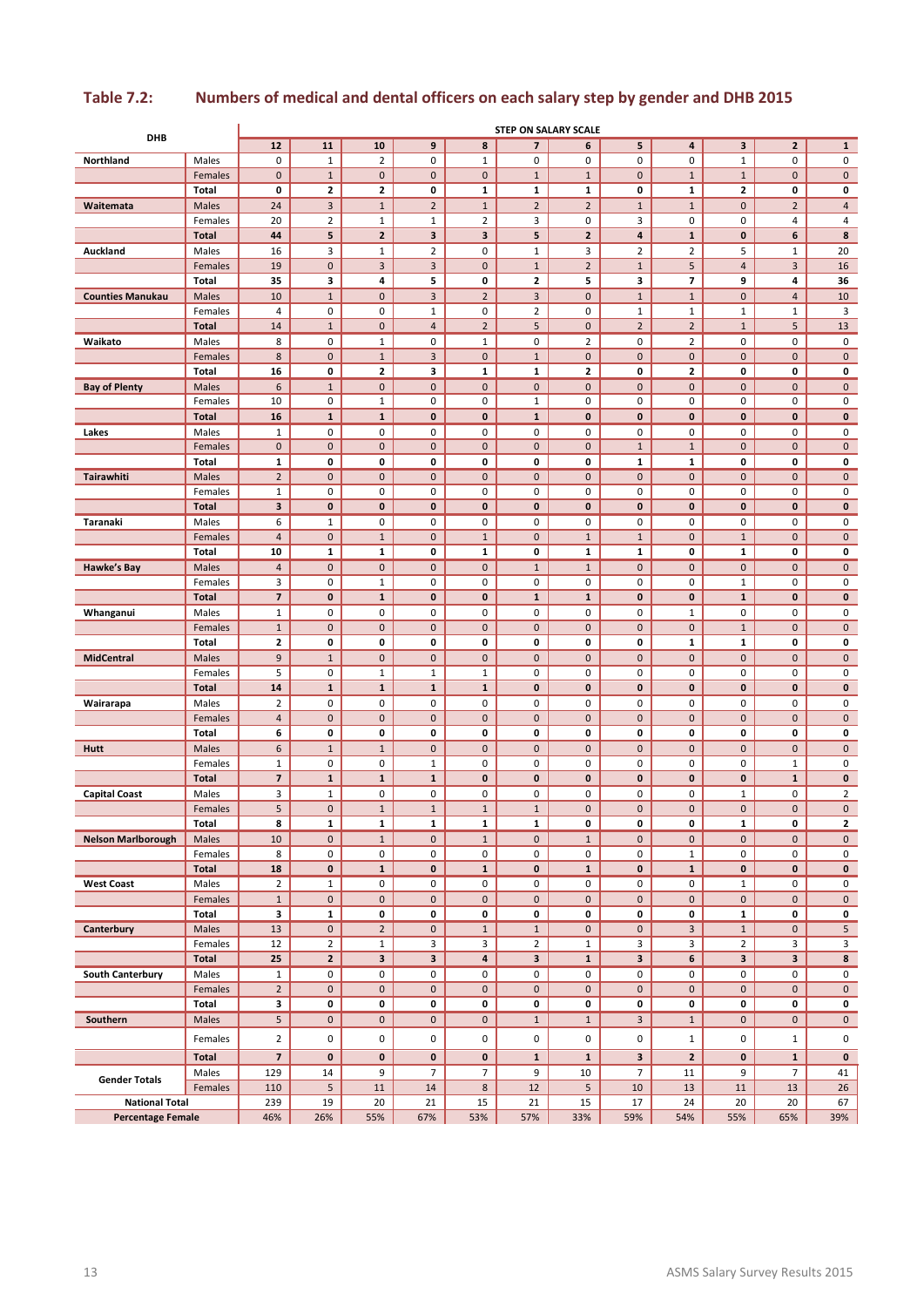## Table 7.2: Numbers of medical and dental officers on each salary step by gender and DHB 2015

| DHB | | STEP ON SALARY SCALE | | | | | | | | | | | |
|---|---|---|---|---|---|---|---|---|---|---|---|---|---|
| | | 12 | 11 | 10 | 9 | 8 | 7 | 6 | 5 | 4 | 3 | 2 | 1 |
| Northland | Males | 0 | 1 | 2 | 0 | 1 | 0 | 0 | 0 | 0 | 1 | 0 | 0 |
| | Females | 0 | 1 | 0 | 0 | 0 | 1 | 1 | 0 | 1 | 1 | 0 | 0 |
| | Total | 0 | 2 | 2 | 0 | 1 | 1 | 1 | 0 | 1 | 2 | 0 | 0 |
| Waitemata | Males | 24 | 3 | 1 | 2 | 1 | 2 | 2 | 1 | 1 | 0 | 2 | 4 |
| | Females | 20 | 2 | 1 | 1 | 2 | 3 | 0 | 3 | 0 | 0 | 4 | 4 |
| | Total | 44 | 5 | 2 | 3 | 3 | 5 | 2 | 4 | 1 | 0 | 6 | 8 |
| Auckland | Males | 16 | 3 | 1 | 2 | 0 | 1 | 3 | 2 | 2 | 5 | 1 | 20 |
| | Females | 19 | 0 | 3 | 3 | 0 | 1 | 2 | 1 | 5 | 4 | 3 | 16 |
| | Total | 35 | 3 | 4 | 5 | 0 | 2 | 5 | 3 | 7 | 9 | 4 | 36 |
| Counties Manukau | Males | 10 | 1 | 0 | 3 | 2 | 3 | 0 | 1 | 1 | 0 | 4 | 10 |
| | Females | 4 | 0 | 0 | 1 | 0 | 2 | 0 | 1 | 1 | 1 | 1 | 3 |
| | Total | 14 | 1 | 0 | 4 | 2 | 5 | 0 | 2 | 2 | 1 | 5 | 13 |
| Waikato | Males | 8 | 0 | 1 | 0 | 1 | 0 | 2 | 0 | 2 | 0 | 0 | 0 |
| | Females | 8 | 0 | 1 | 3 | 0 | 1 | 0 | 0 | 0 | 0 | 0 | 0 |
| | Total | 16 | 0 | 2 | 3 | 1 | 1 | 2 | 0 | 2 | 0 | 0 | 0 |
| Bay of Plenty | Males | 6 | 1 | 0 | 0 | 0 | 0 | 0 | 0 | 0 | 0 | 0 | 0 |
| | Females | 10 | 0 | 1 | 0 | 0 | 1 | 0 | 0 | 0 | 0 | 0 | 0 |
| | Total | 16 | 1 | 1 | 0 | 0 | 1 | 0 | 0 | 0 | 0 | 0 | 0 |
| Lakes | Males | 1 | 0 | 0 | 0 | 0 | 0 | 0 | 0 | 0 | 0 | 0 | 0 |
| | Females | 0 | 0 | 0 | 0 | 0 | 0 | 0 | 1 | 1 | 0 | 0 | 0 |
| | Total | 1 | 0 | 0 | 0 | 0 | 0 | 0 | 1 | 1 | 0 | 0 | 0 |
| Tairawhiti | Males | 2 | 0 | 0 | 0 | 0 | 0 | 0 | 0 | 0 | 0 | 0 | 0 |
| | Females | 1 | 0 | 0 | 0 | 0 | 0 | 0 | 0 | 0 | 0 | 0 | 0 |
| | Total | 3 | 0 | 0 | 0 | 0 | 0 | 0 | 0 | 0 | 0 | 0 | 0 |
| Taranaki | Males | 6 | 1 | 0 | 0 | 0 | 0 | 0 | 0 | 0 | 0 | 0 | 0 |
| | Females | 4 | 0 | 1 | 0 | 1 | 0 | 1 | 1 | 0 | 1 | 0 | 0 |
| | Total | 10 | 1 | 1 | 0 | 1 | 0 | 1 | 1 | 0 | 1 | 0 | 0 |
| Hawke's Bay | Males | 4 | 0 | 0 | 0 | 0 | 1 | 1 | 0 | 0 | 0 | 0 | 0 |
| | Females | 3 | 0 | 1 | 0 | 0 | 0 | 0 | 0 | 0 | 1 | 0 | 0 |
| | Total | 7 | 0 | 1 | 0 | 0 | 1 | 1 | 0 | 0 | 1 | 0 | 0 |
| Whanganui | Males | 1 | 0 | 0 | 0 | 0 | 0 | 0 | 0 | 1 | 0 | 0 | 0 |
| | Females | 1 | 0 | 0 | 0 | 0 | 0 | 0 | 0 | 0 | 1 | 0 | 0 |
| | Total | 2 | 0 | 0 | 0 | 0 | 0 | 0 | 0 | 1 | 1 | 0 | 0 |
| MidCentral | Males | 9 | 1 | 0 | 0 | 0 | 0 | 0 | 0 | 0 | 0 | 0 | 0 |
| | Females | 5 | 0 | 1 | 1 | 1 | 0 | 0 | 0 | 0 | 0 | 0 | 0 |
| | Total | 14 | 1 | 1 | 1 | 1 | 0 | 0 | 0 | 0 | 0 | 0 | 0 |
| Wairarapa | Males | 2 | 0 | 0 | 0 | 0 | 0 | 0 | 0 | 0 | 0 | 0 | 0 |
| | Females | 4 | 0 | 0 | 0 | 0 | 0 | 0 | 0 | 0 | 0 | 0 | 0 |
| | Total | 6 | 0 | 0 | 0 | 0 | 0 | 0 | 0 | 0 | 0 | 0 | 0 |
| Hutt | Males | 6 | 1 | 1 | 0 | 0 | 0 | 0 | 0 | 0 | 0 | 0 | 0 |
| | Females | 1 | 0 | 0 | 1 | 0 | 0 | 0 | 0 | 0 | 0 | 1 | 0 |
| | Total | 7 | 1 | 1 | 1 | 0 | 0 | 0 | 0 | 0 | 0 | 1 | 0 |
| Capital Coast | Males | 3 | 1 | 0 | 0 | 0 | 0 | 0 | 0 | 0 | 1 | 0 | 2 |
| | Females | 5 | 0 | 1 | 1 | 1 | 1 | 0 | 0 | 0 | 0 | 0 | 0 |
| | Total | 8 | 1 | 1 | 1 | 1 | 1 | 0 | 0 | 0 | 1 | 0 | 2 |
| Nelson Marlborough | Males | 10 | 0 | 1 | 0 | 1 | 0 | 1 | 0 | 0 | 0 | 0 | 0 |
| | Females | 8 | 0 | 0 | 0 | 0 | 0 | 0 | 0 | 1 | 0 | 0 | 0 |
| | Total | 18 | 0 | 1 | 0 | 1 | 0 | 1 | 0 | 1 | 0 | 0 | 0 |
| West Coast | Males | 2 | 1 | 0 | 0 | 0 | 0 | 0 | 0 | 0 | 1 | 0 | 0 |
| | Females | 1 | 0 | 0 | 0 | 0 | 0 | 0 | 0 | 0 | 0 | 0 | 0 |
| | Total | 3 | 1 | 0 | 0 | 0 | 0 | 0 | 0 | 0 | 1 | 0 | 0 |
| Canterbury | Males | 13 | 0 | 2 | 0 | 1 | 1 | 0 | 0 | 3 | 1 | 0 | 5 |
| | Females | 12 | 2 | 1 | 3 | 3 | 2 | 1 | 3 | 3 | 2 | 3 | 3 |
| | Total | 25 | 2 | 3 | 3 | 4 | 3 | 1 | 3 | 6 | 3 | 3 | 8 |
| South Canterbury | Males | 1 | 0 | 0 | 0 | 0 | 0 | 0 | 0 | 0 | 0 | 0 | 0 |
| | Females | 2 | 0 | 0 | 0 | 0 | 0 | 0 | 0 | 0 | 0 | 0 | 0 |
| | Total | 3 | 0 | 0 | 0 | 0 | 0 | 0 | 0 | 0 | 0 | 0 | 0 |
| Southern | Males | 5 | 0 | 0 | 0 | 0 | 1 | 1 | 3 | 1 | 0 | 0 | 0 |
| | Females | 2 | 0 | 0 | 0 | 0 | 0 | 0 | 0 | 1 | 0 | 1 | 0 |
| | Total | 7 | 0 | 0 | 0 | 0 | 1 | 1 | 3 | 2 | 0 | 1 | 0 |
| Gender Totals | Males | 129 | 14 | 9 | 7 | 7 | 9 | 10 | 7 | 11 | 9 | 7 | 41 |
| | Females | 110 | 5 | 11 | 14 | 8 | 12 | 5 | 10 | 13 | 11 | 13 | 26 |
| National Total | | 239 | 19 | 20 | 21 | 15 | 21 | 15 | 17 | 24 | 20 | 20 | 67 |
| Percentage Female | | 46% | 26% | 55% | 67% | 53% | 57% | 33% | 59% | 54% | 55% | 65% | 39% |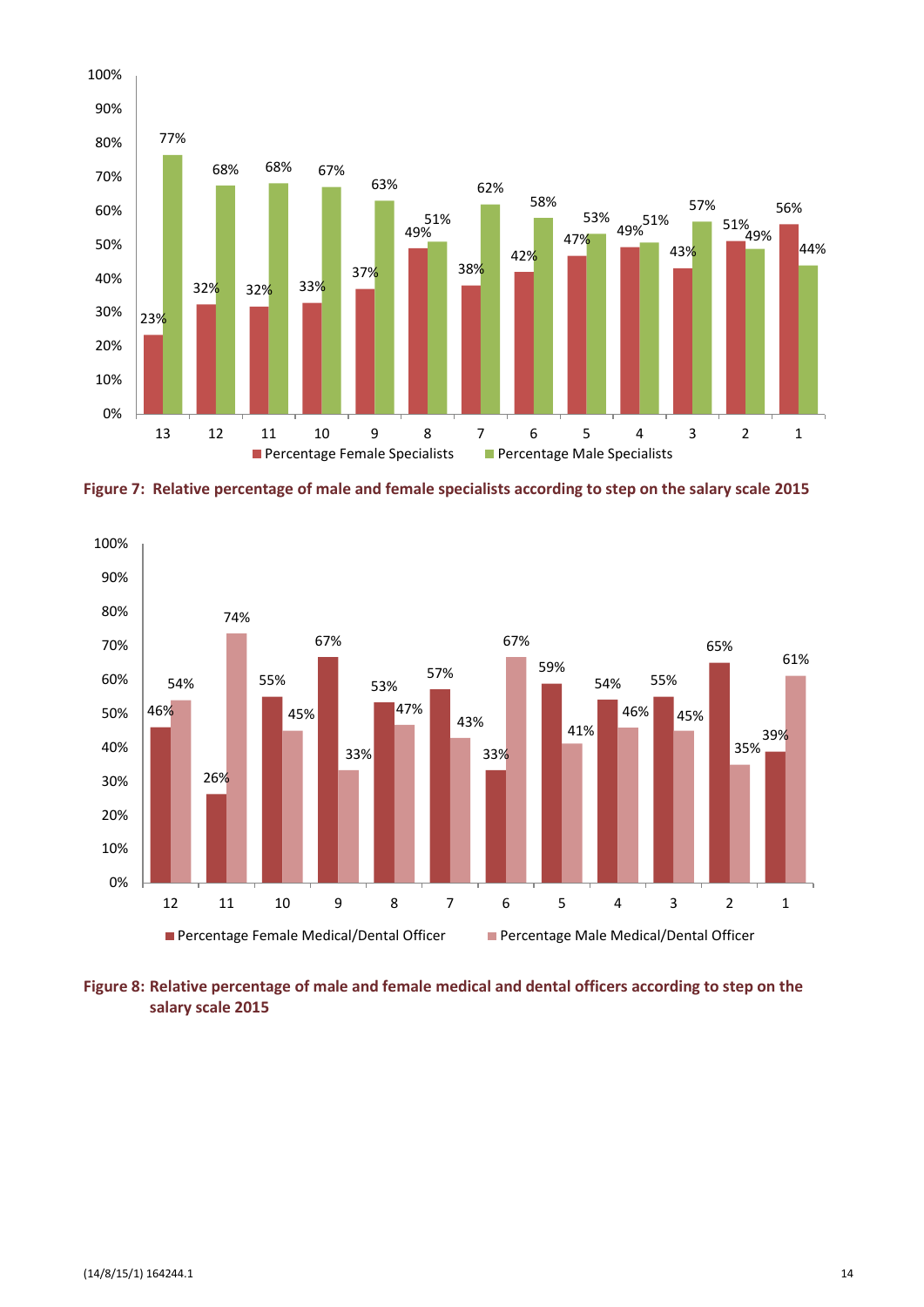| Step | Percentage Female Specialists | Percentage Male Specialists |
|---|---|---|
| 13 | 23% | 77% |
| 12 | 32% | 68% |
| 11 | 32% | 68% |
| 10 | 33% | 67% |
| 9 | 37% | 63% |
| 8 | 49% | 51% |
| 7 | 38% | 62% |
| 6 | 42% | 58% |
| 5 | 47% | 53% |
| 4 | 49% | 51% |
| 3 | 43% | 57% |
| 2 | 51% | 49% |
| 1 | 56% | 44% |

**Figure 7: Relative percentage of male and female specialists according to step on the salary scale 2015**

| Step | Percentage Female Medical/Dental Officer | Percentage Male Medical/Dental Officer |
|---|---|---|
| 12 | 46% | 54% |
| 11 | 26% | 74% |
| 10 | 55% | 45% |
| 9 | 67% | 33% |
| 8 | 53% | 47% |
| 7 | 57% | 43% |
| 6 | 33% | 67% |
| 5 | 59% | 41% |
| 4 | 54% | 46% |
| 3 | 55% | 45% |
| 2 | 65% | 35% |
| 1 | 39% | 61% |

**Figure 8: Relative percentage of male and female medical and dental officers according to step on the salary scale 2015**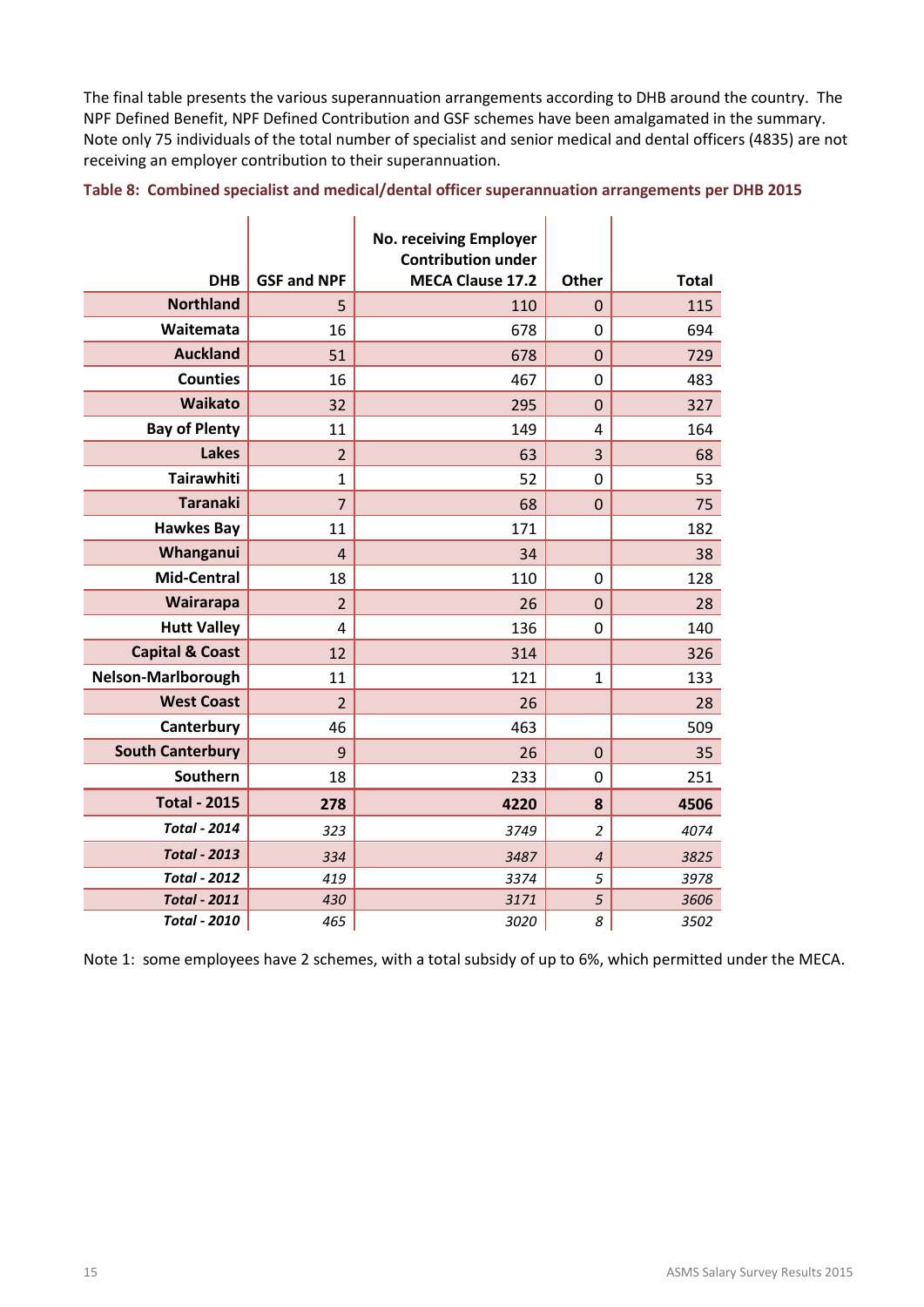The final table presents the various superannuation arrangements according to DHB around the country. The NPF Defined Benefit, NPF Defined Contribution and GSF schemes have been amalgamated in the summary. Note only 75 individuals of the total number of specialist and senior medical and dental officers (4835) are not receiving an employer contribution to their superannuation.

**Table 8: Combined specialist and medical/dental officer superannuation arrangements per DHB 2015**

| DHB | GSF and NPF | No. receiving Employer Contribution under MECA Clause 17.2 | Other | Total |
|---|---|---|---|---|
| **Northland** | 5 | 110 | 0 | 115 |
| **Waitemata** | 16 | 678 | 0 | 694 |
| **Auckland** | 51 | 678 | 0 | 729 |
| **Counties** | 16 | 467 | 0 | 483 |
| **Waikato** | 32 | 295 | 0 | 327 |
| **Bay of Plenty** | 11 | 149 | 4 | 164 |
| **Lakes** | 2 | 63 | 3 | 68 |
| **Tairawhiti** | 1 | 52 | 0 | 53 |
| **Taranaki** | 7 | 68 | 0 | 75 |
| **Hawkes Bay** | 11 | 171 | | 182 |
| **Whanganui** | 4 | 34 | | 38 |
| **Mid-Central** | 18 | 110 | 0 | 128 |
| **Wairarapa** | 2 | 26 | 0 | 28 |
| **Hutt Valley** | 4 | 136 | 0 | 140 |
| **Capital & Coast** | 12 | 314 | | 326 |
| **Nelson-Marlborough** | 11 | 121 | 1 | 133 |
| **West Coast** | 2 | 26 | | 28 |
| **Canterbury** | 46 | 463 | | 509 |
| **South Canterbury** | 9 | 26 | 0 | 35 |
| **Southern** | 18 | 233 | 0 | 251 |
| **Total - 2015** | **278** | **4220** | **8** | **4506** |
| ***Total - 2014*** | *323* | *3749* | *2* | *4074* |
| ***Total - 2013*** | *334* | *3487* | *4* | *3825* |
| ***Total - 2012*** | *419* | *3374* | *5* | *3978* |
| ***Total - 2011*** | *430* | *3171* | *5* | *3606* |
| ***Total - 2010*** | *465* | *3020* | *8* | *3502* |

Note 1: some employees have 2 schemes, with a total subsidy of up to 6%, which permitted under the MECA.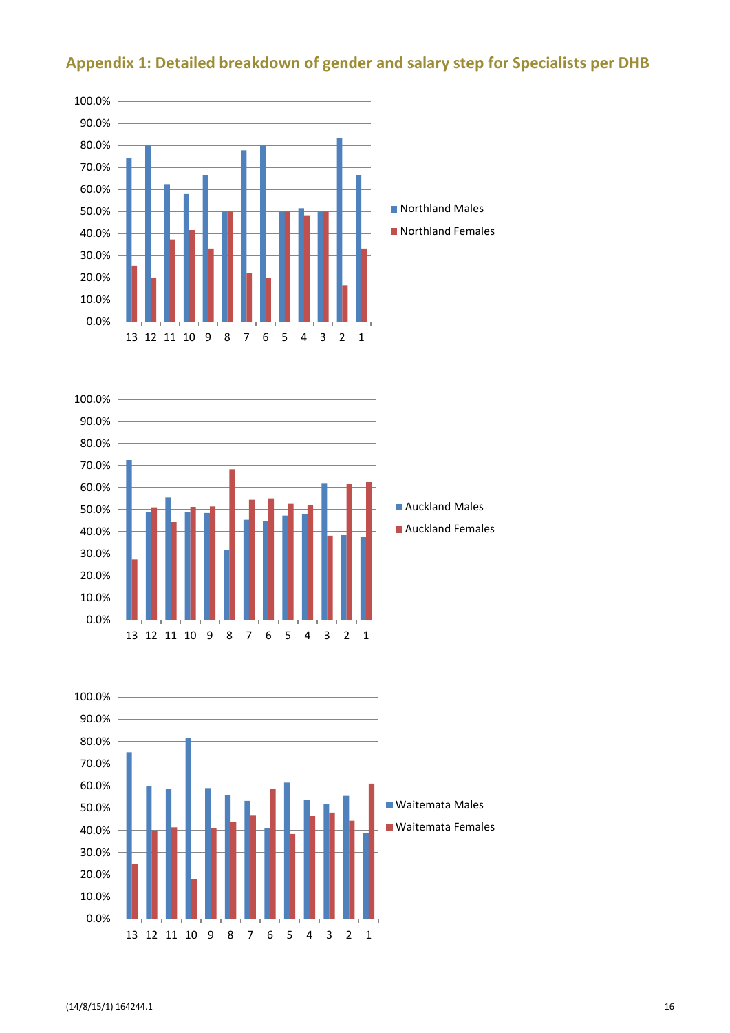## Appendix 1: Detailed breakdown of gender and salary step for Specialists per DHB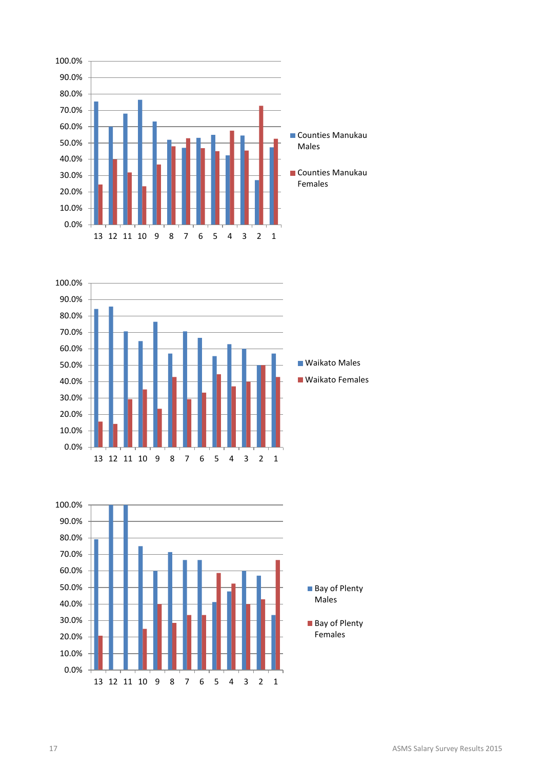100.0%
90.0%
80.0%
70.0%
60.0%
50.0%
40.0%
30.0%
20.0%
10.0%
0.0%

13 12 11 10 9 8 7 6 5 4 3 2 1

Counties Manukau Males

Counties Manukau Females

100.0%
90.0%
80.0%
70.0%
60.0%
50.0%
40.0%
30.0%
20.0%
10.0%
0.0%

13 12 11 10 9 8 7 6 5 4 3 2 1

Waikato Males

Waikato Females

100.0%
90.0%
80.0%
70.0%
60.0%
50.0%
40.0%
30.0%
20.0%
10.0%
0.0%

13 12 11 10 9 8 7 6 5 4 3 2 1

Bay of Plenty Males

Bay of Plenty Females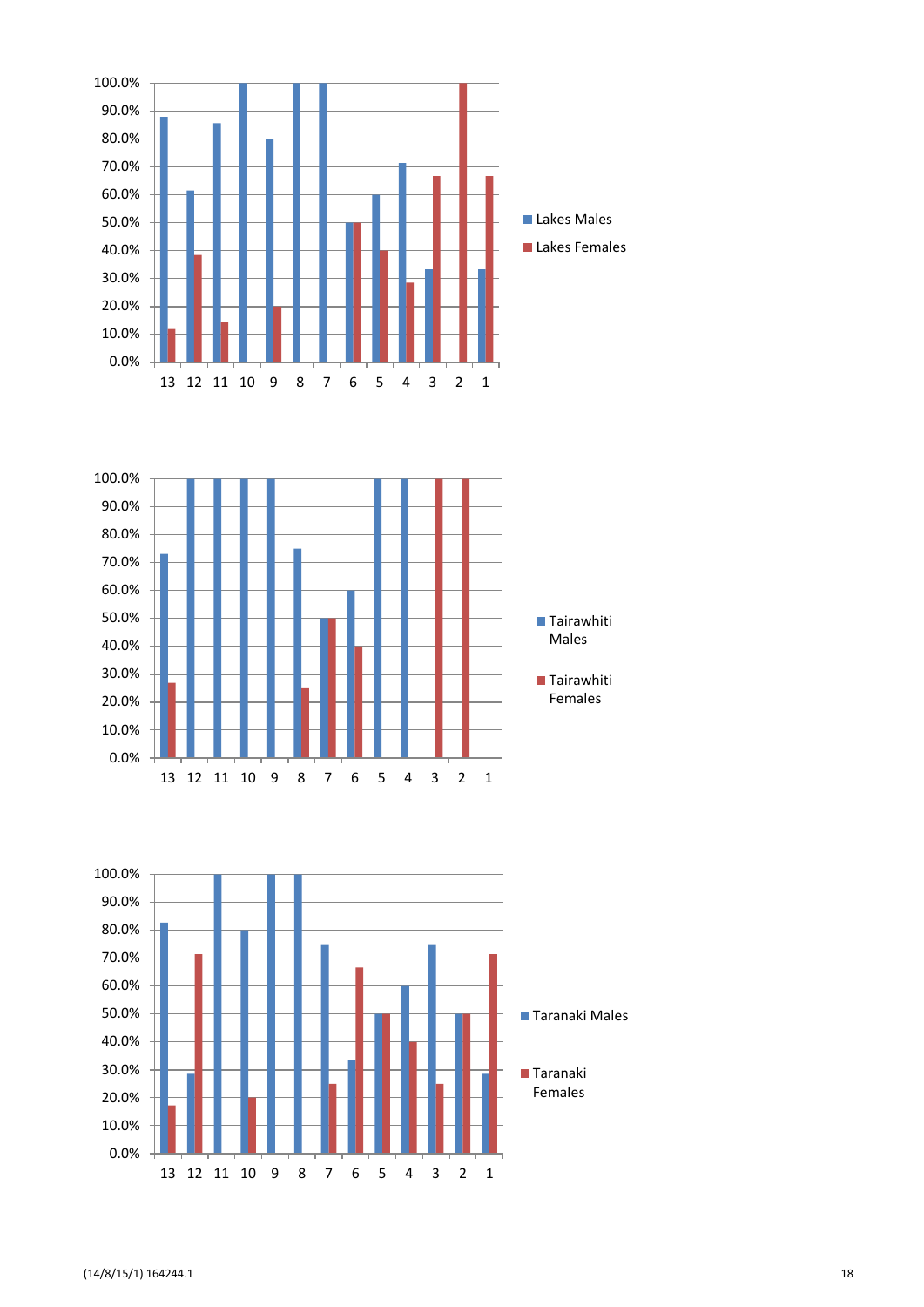100.0%
90.0%
80.0%
70.0%
60.0%
50.0%
40.0%
30.0%
20.0%
10.0%
0.0%

13 12 11 10 9 8 7 6 5 4 3 2 1

- Lakes Males
- Lakes Females

100.0%
90.0%
80.0%
70.0%
60.0%
50.0%
40.0%
30.0%
20.0%
10.0%
0.0%

13 12 11 10 9 8 7 6 5 4 3 2 1

- Tairawhiti Males
- Tairawhiti Females

100.0%
90.0%
80.0%
70.0%
60.0%
50.0%
40.0%
30.0%
20.0%
10.0%
0.0%

13 12 11 10 9 8 7 6 5 4 3 2 1

- Taranaki Males
- Taranaki Females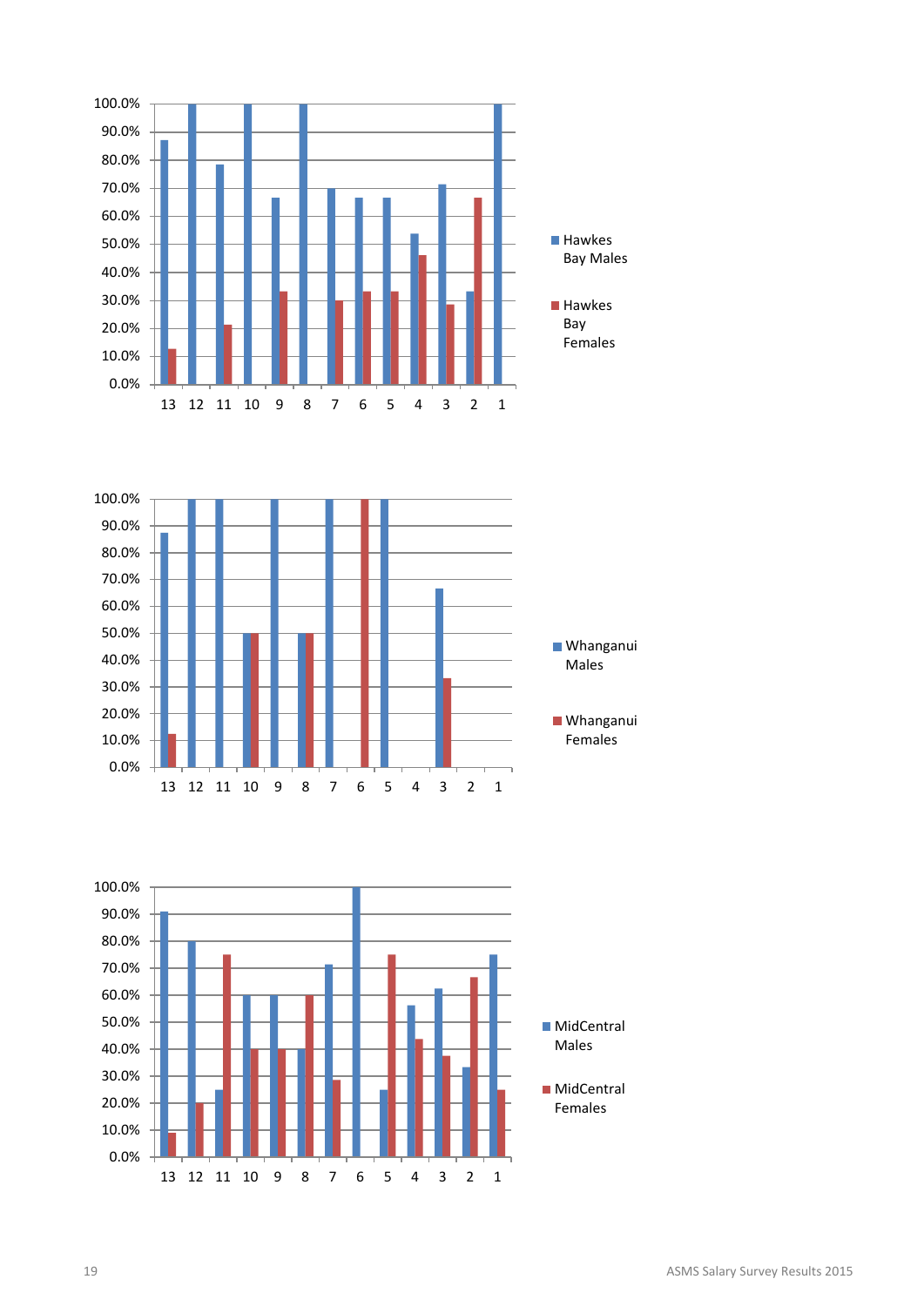Hawkes Bay Males

Hawkes Bay Females

Whanganui Males

Whanganui Females

MidCentral Males

MidCentral Females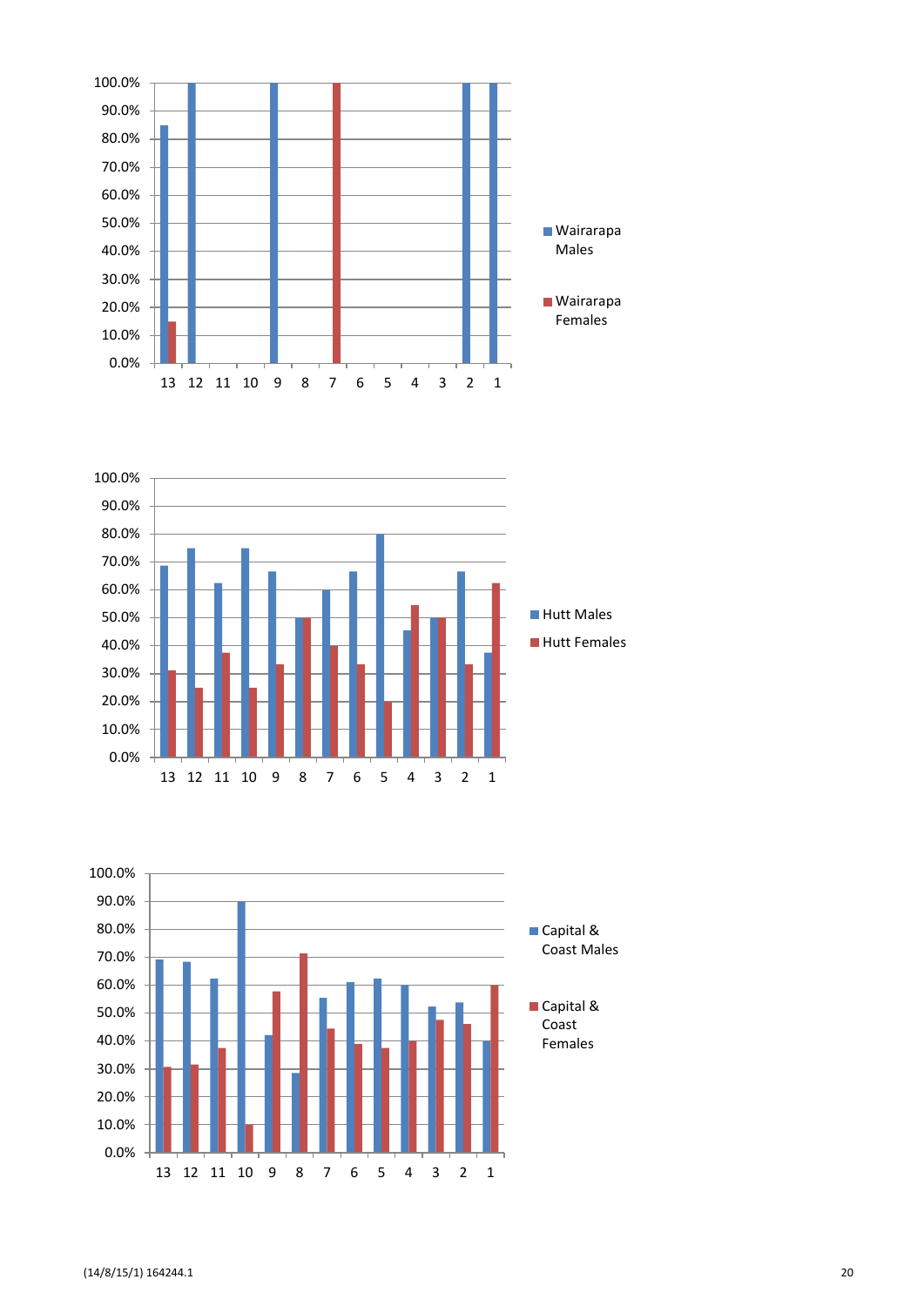Wairarapa Males

Wairarapa Females

13 12 11 10 9 8 7 6 5 4 3 2 1

Hutt Males

Hutt Females

13 12 11 10 9 8 7 6 5 4 3 2 1

Capital & Coast Males

Capital & Coast Females

13 12 11 10 9 8 7 6 5 4 3 2 1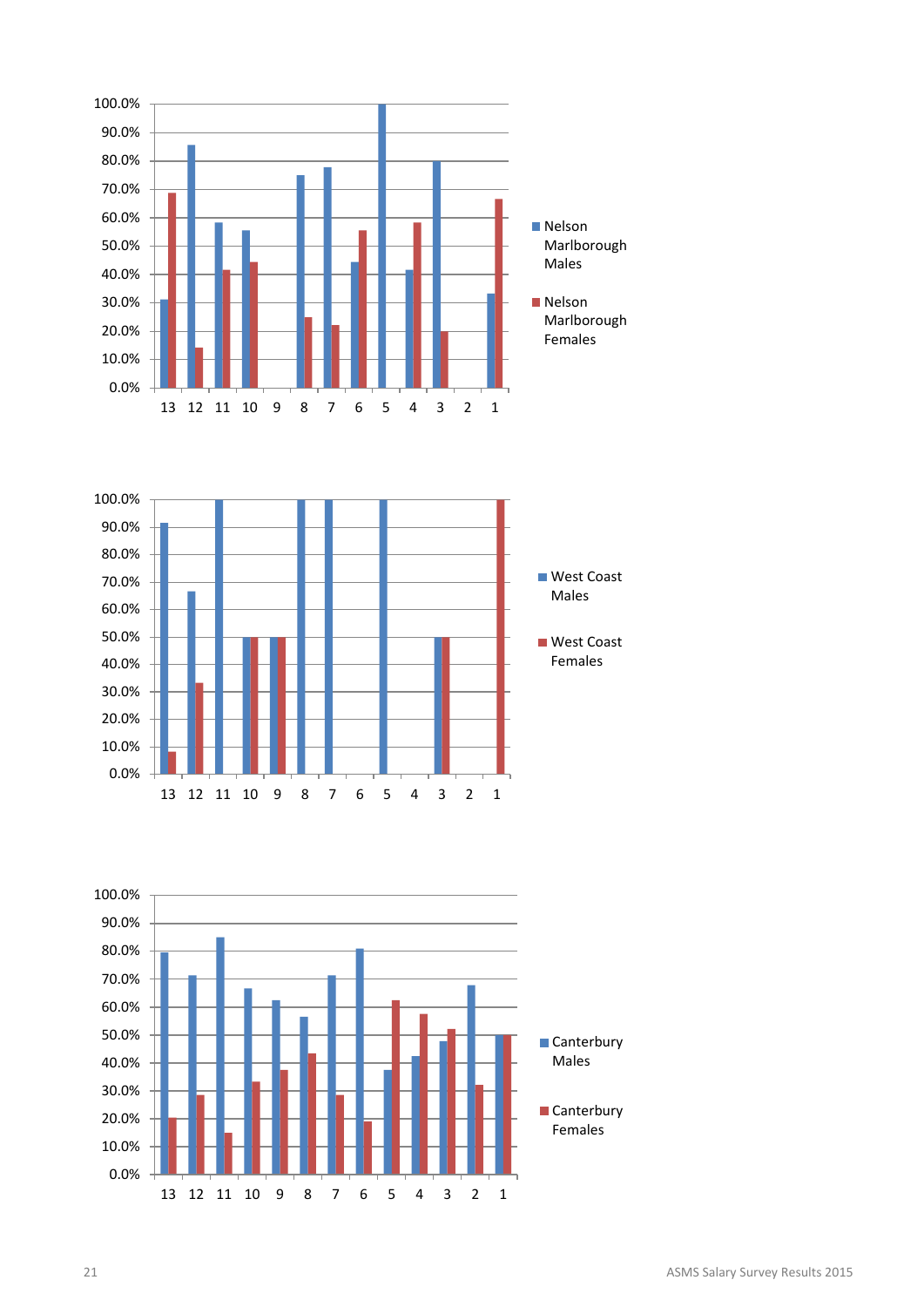100.0%
90.0%
80.0%
70.0%
60.0%
50.0%
40.0%
30.0%
20.0%
10.0%
0.0%

13 12 11 10 9 8 7 6 5 4 3 2 1

Nelson Marlborough Males

Nelson Marlborough Females

100.0%
90.0%
80.0%
70.0%
60.0%
50.0%
40.0%
30.0%
20.0%
10.0%
0.0%

13 12 11 10 9 8 7 6 5 4 3 2 1

West Coast Males

West Coast Females

100.0%
90.0%
80.0%
70.0%
60.0%
50.0%
40.0%
30.0%
20.0%
10.0%
0.0%

13 12 11 10 9 8 7 6 5 4 3 2 1

Canterbury Males

Canterbury Females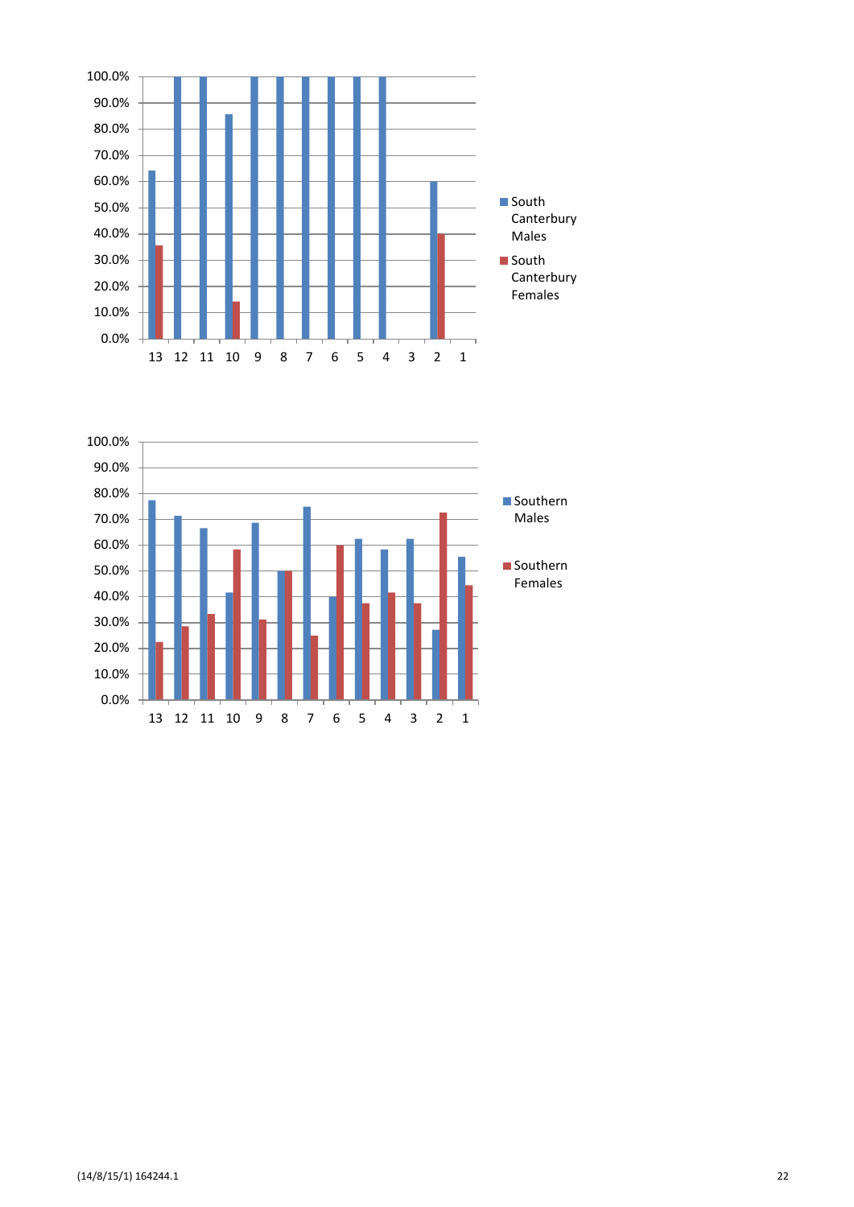| | 13 | 12 | 11 | 10 | 9 | 8 | 7 | 6 | 5 | 4 | 3 | 2 | 1 |
|---|---|---|---|---|---|---|---|---|---|---|---|---|---|
| South Canterbury Males | 64.3% | 100.0% | 100.0% | 85.7% | 100.0% | 100.0% | 100.0% | 100.0% | 100.0% | 100.0% | | 60.0% | |
| South Canterbury Females | 35.7% | | | 14.3% | | | | | | | | 40.0% | |

| | 13 | 12 | 11 | 10 | 9 | 8 | 7 | 6 | 5 | 4 | 3 | 2 | 1 |
|---|---|---|---|---|---|---|---|---|---|---|---|---|---|
| Southern Males | 77.3% | 71.4% | 66.7% | 41.7% | 68.8% | 50.0% | 75.0% | 40.0% | 62.5% | 58.3% | 62.5% | 27.3% | 55.6% |
| Southern Females | 22.7% | 28.6% | 33.3% | 58.3% | 31.3% | 50.0% | 25.0% | 60.0% | 37.5% | 41.7% | 37.5% | 72.7% | 44.4% |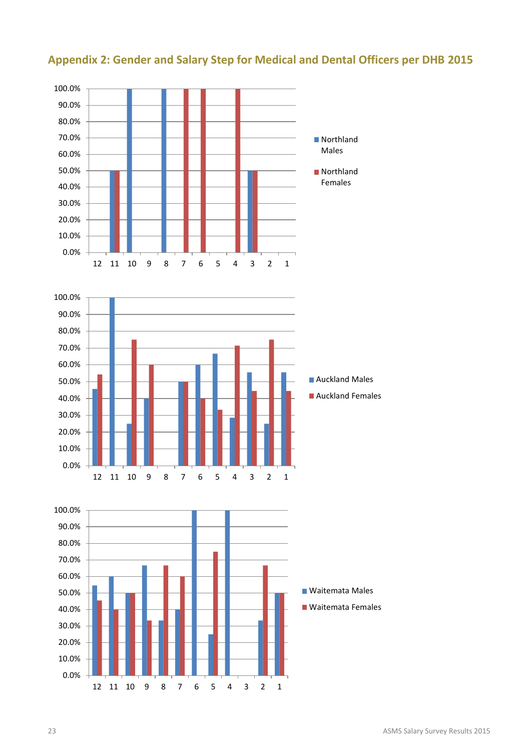## Appendix 2: Gender and Salary Step for Medical and Dental Officers per DHB 2015

| Step | Northland Males | Northland Females |
|---|---|---|
| 12 | | |
| 11 | 50.0% | 50.0% |
| 10 | 100.0% | |
| 9 | | |
| 8 | 100.0% | |
| 7 | | 100.0% |
| 6 | | 100.0% |
| 5 | | |
| 4 | | 100.0% |
| 3 | 50.0% | 50.0% |
| 2 | | |
| 1 | | |

| Step | Auckland Males | Auckland Females |
|---|---|---|
| 12 | 45.5% | 54.5% |
| 11 | 100.0% | |
| 10 | 25.0% | 75.0% |
| 9 | 40.0% | 60.0% |
| 8 | | |
| 7 | 50.0% | 50.0% |
| 6 | 60.0% | 40.0% |
| 5 | 66.7% | 33.3% |
| 4 | 28.6% | 71.4% |
| 3 | 55.6% | 44.4% |
| 2 | 25.0% | 75.0% |
| 1 | 55.6% | 44.4% |

| Step | Waitemata Males | Waitemata Females |
|---|---|---|
| 12 | 54.5% | 45.5% |
| 11 | 60.0% | 40.0% |
| 10 | 50.0% | 50.0% |
| 9 | 66.7% | 33.3% |
| 8 | 33.3% | 66.7% |
| 7 | 40.0% | 60.0% |
| 6 | 100.0% | |
| 5 | 25.0% | 75.0% |
| 4 | 100.0% | |
| 3 | | |
| 2 | 33.3% | 66.7% |
| 1 | 50.0% | 50.0% |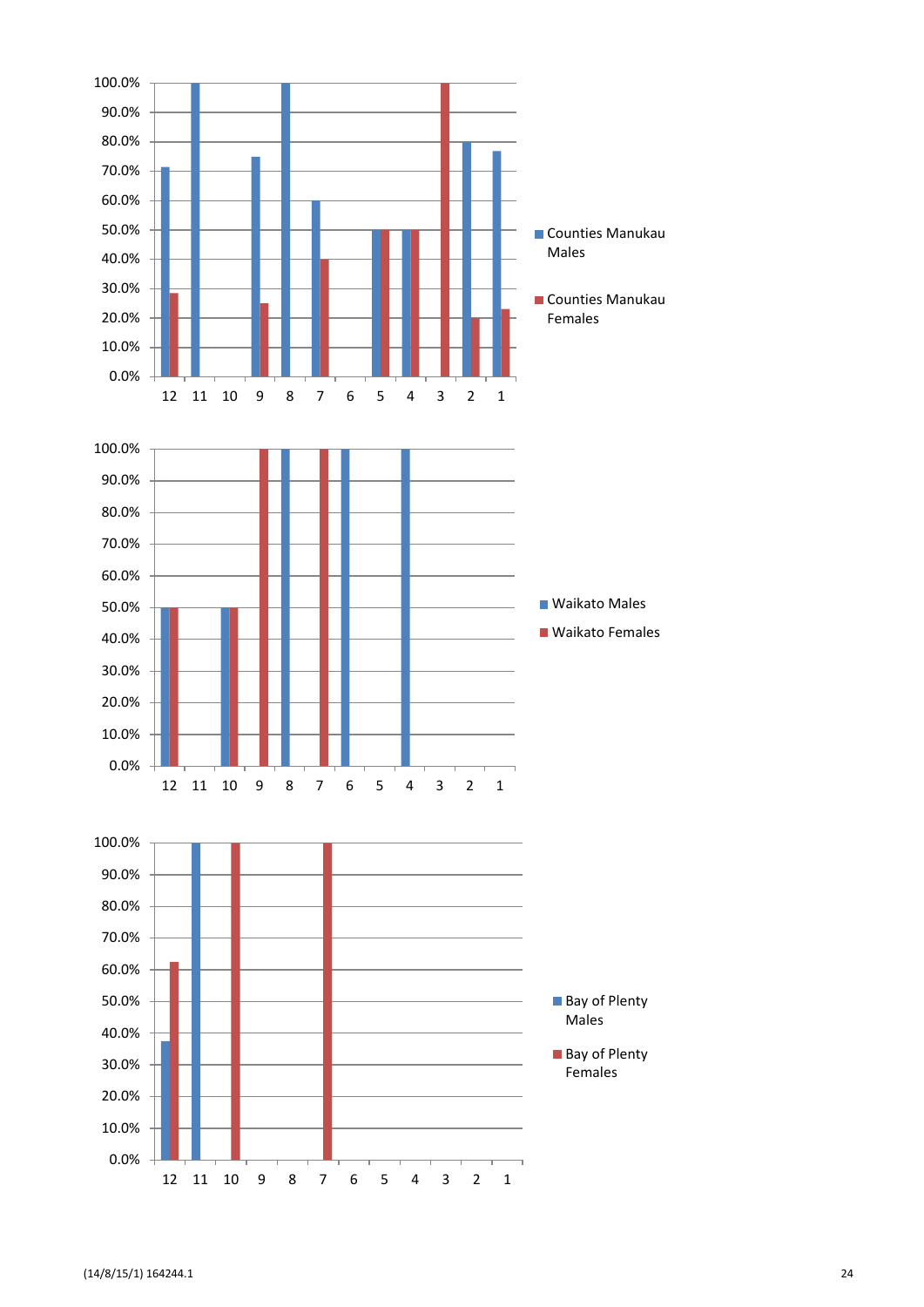100.0%
90.0%
80.0%
70.0%
60.0%
50.0%
40.0%
30.0%
20.0%
10.0%
0.0%

12 11 10 9 8 7 6 5 4 3 2 1

- Counties Manukau Males
- Counties Manukau Females

100.0%
90.0%
80.0%
70.0%
60.0%
50.0%
40.0%
30.0%
20.0%
10.0%
0.0%

12 11 10 9 8 7 6 5 4 3 2 1

- Waikato Males
- Waikato Females

100.0%
90.0%
80.0%
70.0%
60.0%
50.0%
40.0%
30.0%
20.0%
10.0%
0.0%

12 11 10 9 8 7 6 5 4 3 2 1

- Bay of Plenty Males
- Bay of Plenty Females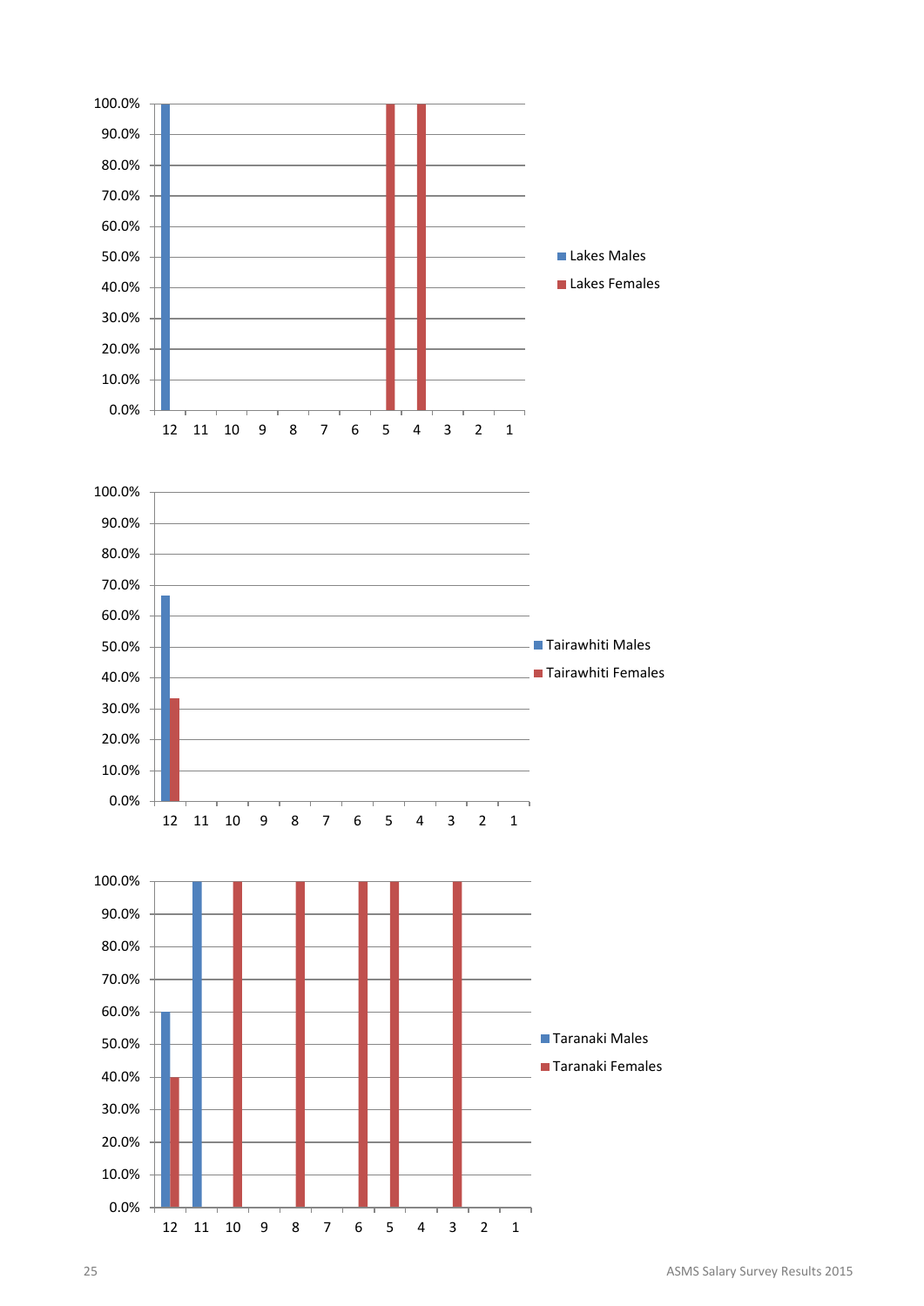| | 12 | 11 | 10 | 9 | 8 | 7 | 6 | 5 | 4 | 3 | 2 | 1 |
|---|---|---|---|---|---|---|---|---|---|---|---|---|
| Lakes Males | 100.0% | | | | | | | | | | | |
| Lakes Females | | | | | | | | 100.0% | 100.0% | | | |

| | 12 | 11 | 10 | 9 | 8 | 7 | 6 | 5 | 4 | 3 | 2 | 1 |
|---|---|---|---|---|---|---|---|---|---|---|---|---|
| Tairawhiti Males | 66.7% | | | | | | | | | | | |
| Tairawhiti Females | 33.3% | | | | | | | | | | | |

| | 12 | 11 | 10 | 9 | 8 | 7 | 6 | 5 | 4 | 3 | 2 | 1 |
|---|---|---|---|---|---|---|---|---|---|---|---|---|
| Taranaki Males | 60.0% | 100.0% | | | | | | | | | | |
| Taranaki Females | 40.0% | | 100.0% | | 100.0% | | 100.0% | 100.0% | | 100.0% | | |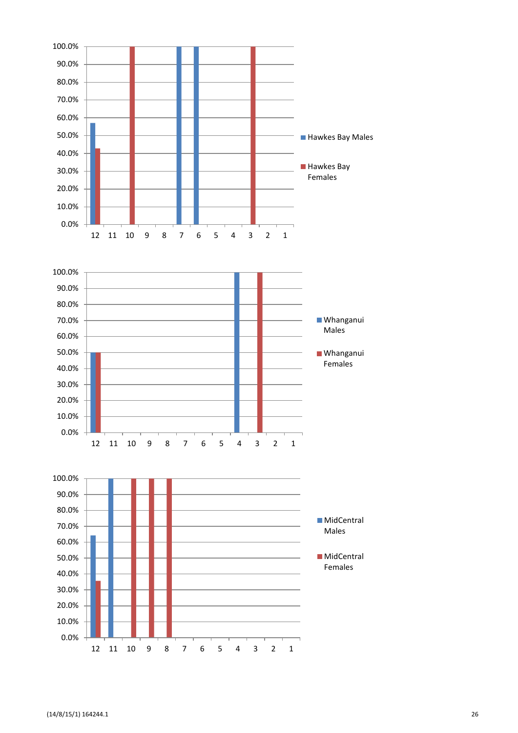100.0%
90.0%
80.0%
70.0%
60.0%
50.0%
40.0%
30.0%
20.0%
10.0%
0.0%

12 11 10 9 8 7 6 5 4 3 2 1

Hawkes Bay Males

Hawkes Bay Females

100.0%
90.0%
80.0%
70.0%
60.0%
50.0%
40.0%
30.0%
20.0%
10.0%
0.0%

12 11 10 9 8 7 6 5 4 3 2 1

Whanganui Males

Whanganui Females

100.0%
90.0%
80.0%
70.0%
60.0%
50.0%
40.0%
30.0%
20.0%
10.0%
0.0%

12 11 10 9 8 7 6 5 4 3 2 1

MidCentral Males

MidCentral Females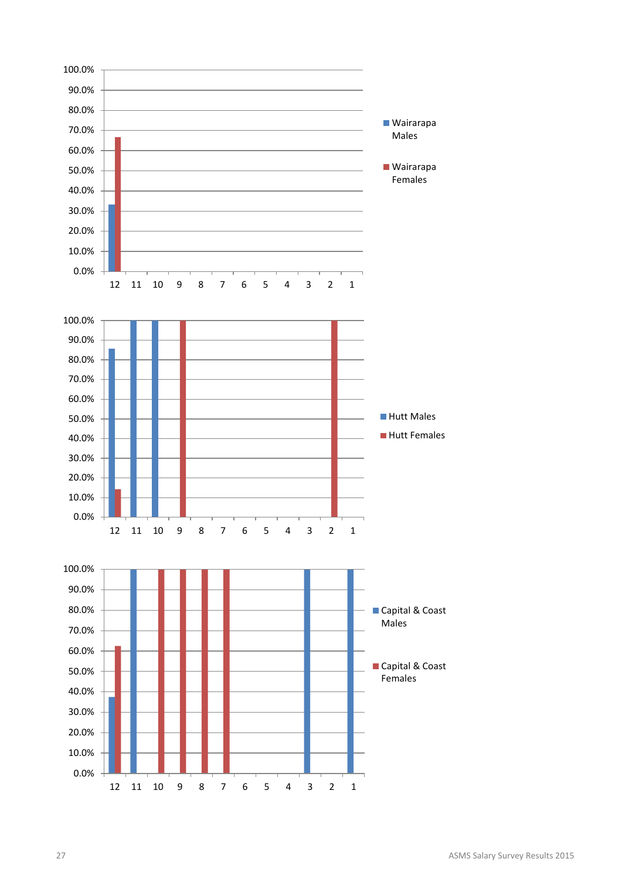| | 12 | 11 | 10 | 9 | 8 | 7 | 6 | 5 | 4 | 3 | 2 | 1 |
|---|---|---|---|---|---|---|---|---|---|---|---|---|
| Wairarapa Males | 33.3% | | | | | | | | | | | |
| Wairarapa Females | 66.7% | | | | | | | | | | | |

| | 12 | 11 | 10 | 9 | 8 | 7 | 6 | 5 | 4 | 3 | 2 | 1 |
|---|---|---|---|---|---|---|---|---|---|---|---|---|
| Hutt Males | 85.7% | 100.0% | 100.0% | | | | | | | | | |
| Hutt Females | 14.3% | | | 100.0% | | | | | | | 100.0% | |

| | 12 | 11 | 10 | 9 | 8 | 7 | 6 | 5 | 4 | 3 | 2 | 1 |
|---|---|---|---|---|---|---|---|---|---|---|---|---|
| Capital & Coast Males | 37.5% | 100.0% | | | | | | | | 100.0% | | 100.0% |
| Capital & Coast Females | 62.5% | | 100.0% | 100.0% | 100.0% | 100.0% | | | | | | |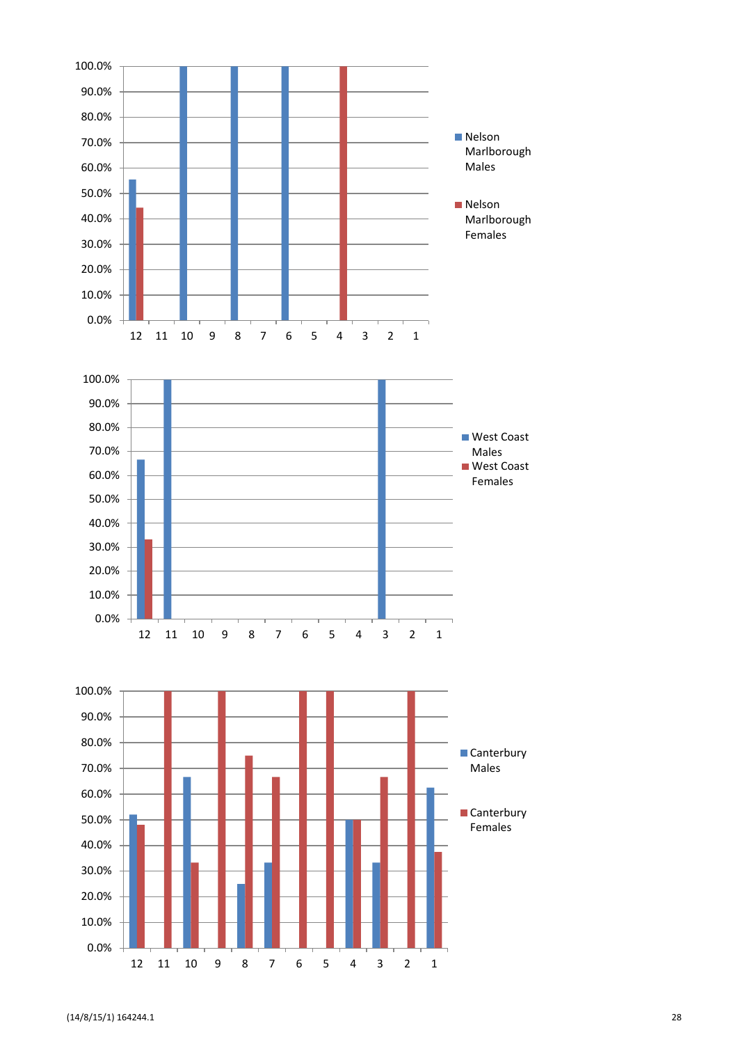**Chart 1**

Y-axis: 0.0%, 10.0%, 20.0%, 30.0%, 40.0%, 50.0%, 60.0%, 70.0%, 80.0%, 90.0%, 100.0%

X-axis: 12, 11, 10, 9, 8, 7, 6, 5, 4, 3, 2, 1

Legend: Nelson Marlborough Males; Nelson Marlborough Females

**Chart 2**

Y-axis: 0.0%, 10.0%, 20.0%, 30.0%, 40.0%, 50.0%, 60.0%, 70.0%, 80.0%, 90.0%, 100.0%

X-axis: 12, 11, 10, 9, 8, 7, 6, 5, 4, 3, 2, 1

Legend: West Coast Males; West Coast Females

**Chart 3**

Y-axis: 0.0%, 10.0%, 20.0%, 30.0%, 40.0%, 50.0%, 60.0%, 70.0%, 80.0%, 90.0%, 100.0%

X-axis: 12, 11, 10, 9, 8, 7, 6, 5, 4, 3, 2, 1

Legend: Canterbury Males; Canterbury Females

(14/8/15/1) 164244.1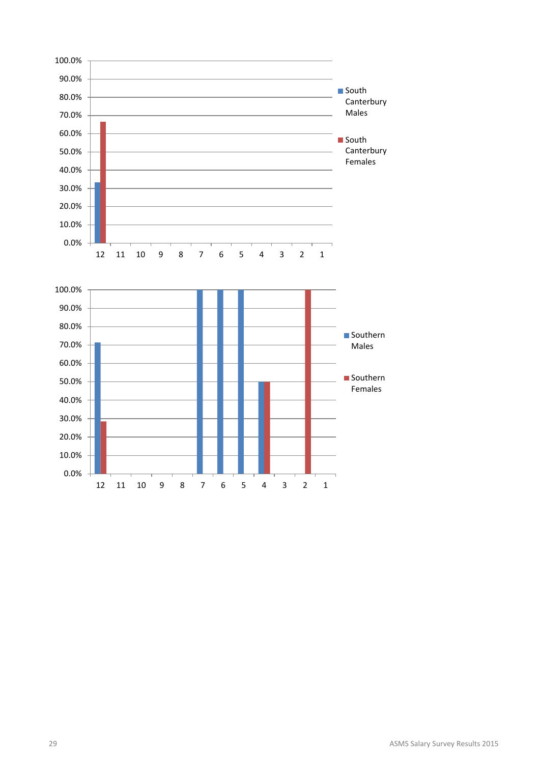100.0%
90.0%
80.0%
70.0%
60.0%
50.0%
40.0%
30.0%
20.0%
10.0%
0.0%

12 11 10 9 8 7 6 5 4 3 2 1

South Canterbury Males
South Canterbury Females

100.0%
90.0%
80.0%
70.0%
60.0%
50.0%
40.0%
30.0%
20.0%
10.0%
0.0%

12 11 10 9 8 7 6 5 4 3 2 1

Southern Males
Southern Females